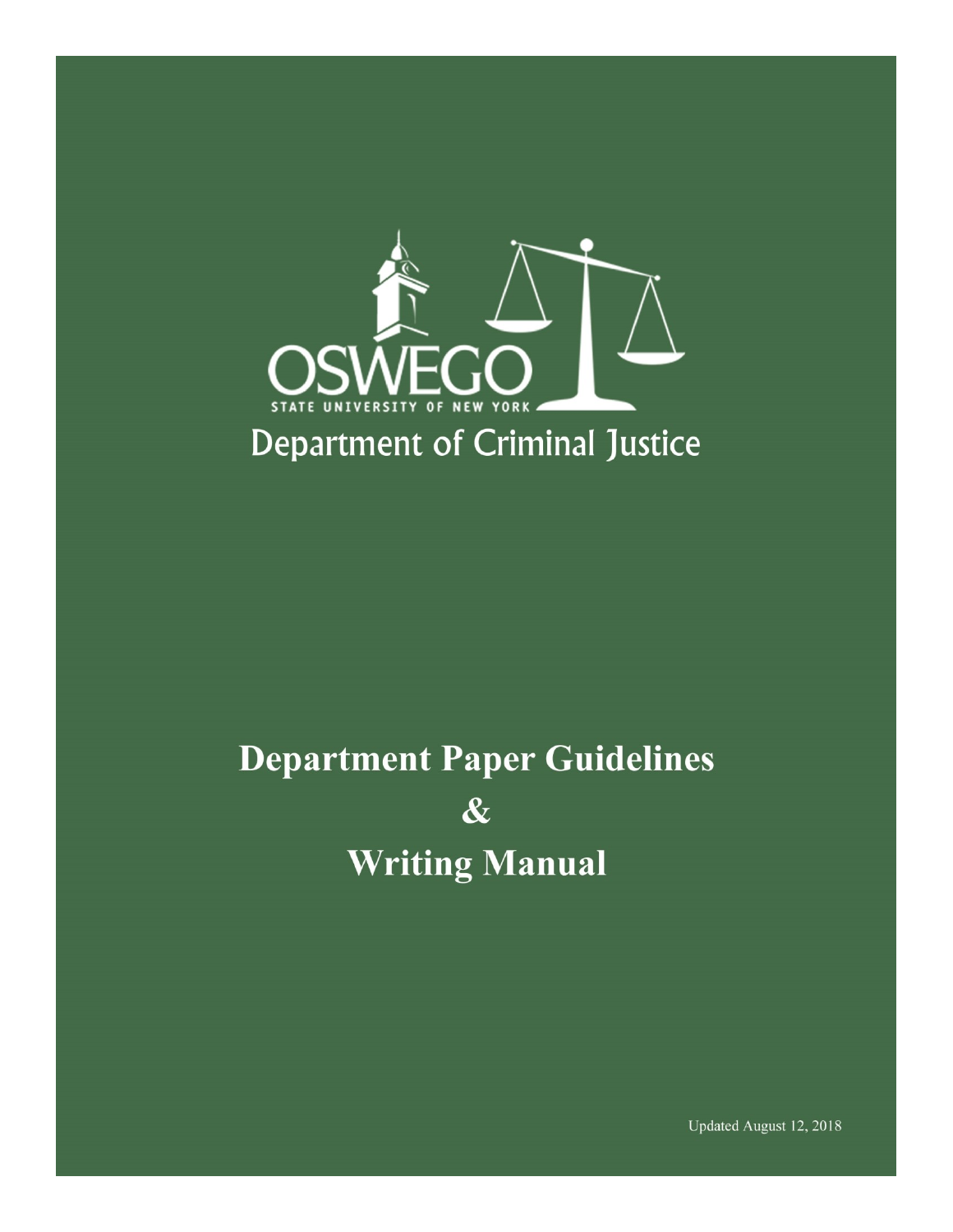OSWEGO

STATE UNIVERSITY OF NEW YORK

Department of Criminal Justice

# Department Paper Guidelines & Writing Manual

Updated August 12, 2018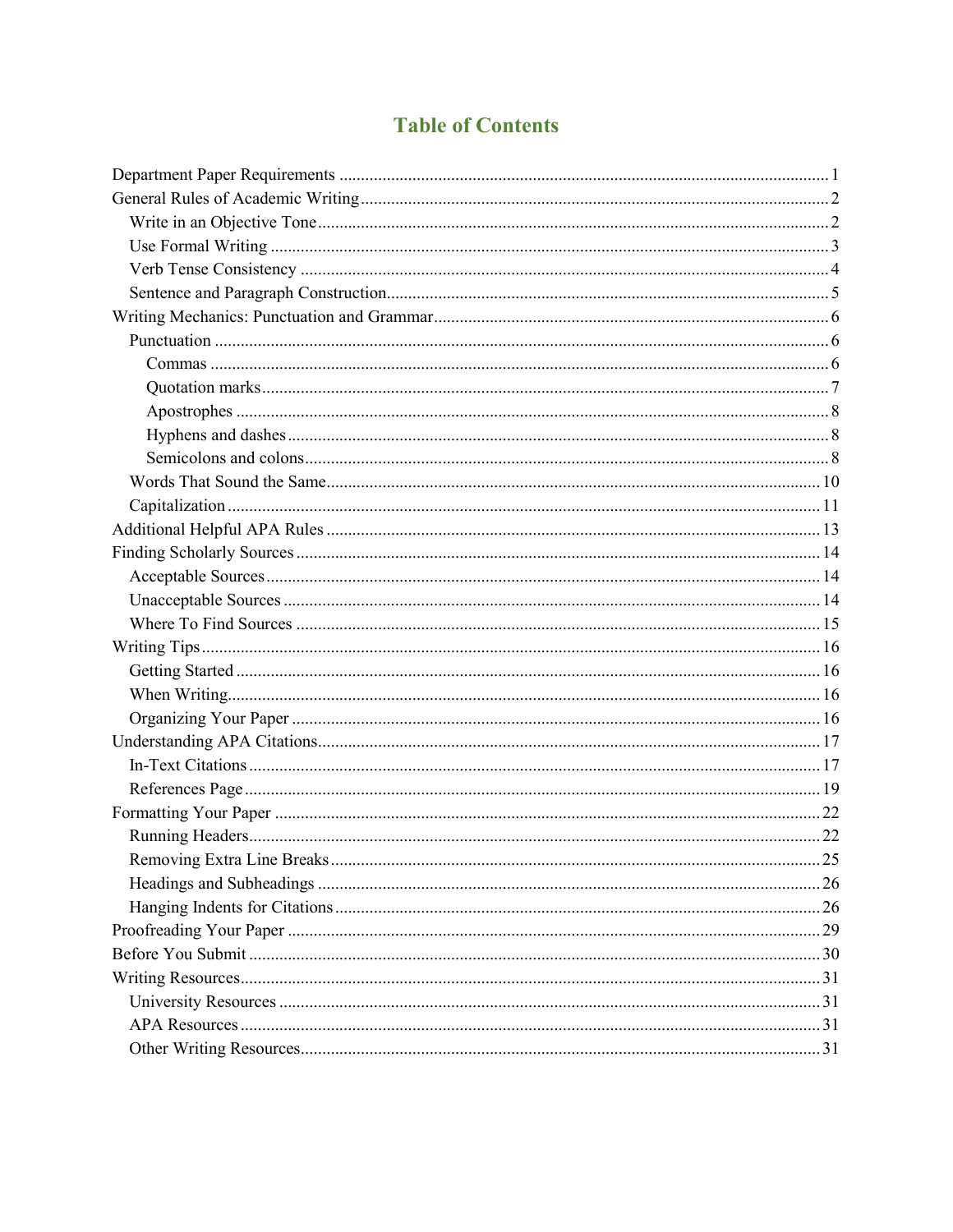# Table of Contents

- Department Paper Requirements ... 1
- General Rules of Academic Writing ... 2
  - Write in an Objective Tone ... 2
  - Use Formal Writing ... 3
  - Verb Tense Consistency ... 4
  - Sentence and Paragraph Construction ... 5
- Writing Mechanics: Punctuation and Grammar ... 6
  - Punctuation ... 6
    - Commas ... 6
    - Quotation marks ... 7
    - Apostrophes ... 8
    - Hyphens and dashes ... 8
    - Semicolons and colons ... 8
  - Words That Sound the Same ... 10
  - Capitalization ... 11
- Additional Helpful APA Rules ... 13
- Finding Scholarly Sources ... 14
  - Acceptable Sources ... 14
  - Unacceptable Sources ... 14
  - Where To Find Sources ... 15
- Writing Tips ... 16
  - Getting Started ... 16
  - When Writing ... 16
  - Organizing Your Paper ... 16
- Understanding APA Citations ... 17
  - In-Text Citations ... 17
  - References Page ... 19
- Formatting Your Paper ... 22
  - Running Headers ... 22
  - Removing Extra Line Breaks ... 25
  - Headings and Subheadings ... 26
  - Hanging Indents for Citations ... 26
- Proofreading Your Paper ... 29
- Before You Submit ... 30
- Writing Resources ... 31
  - University Resources ... 31
  - APA Resources ... 31
  - Other Writing Resources ... 31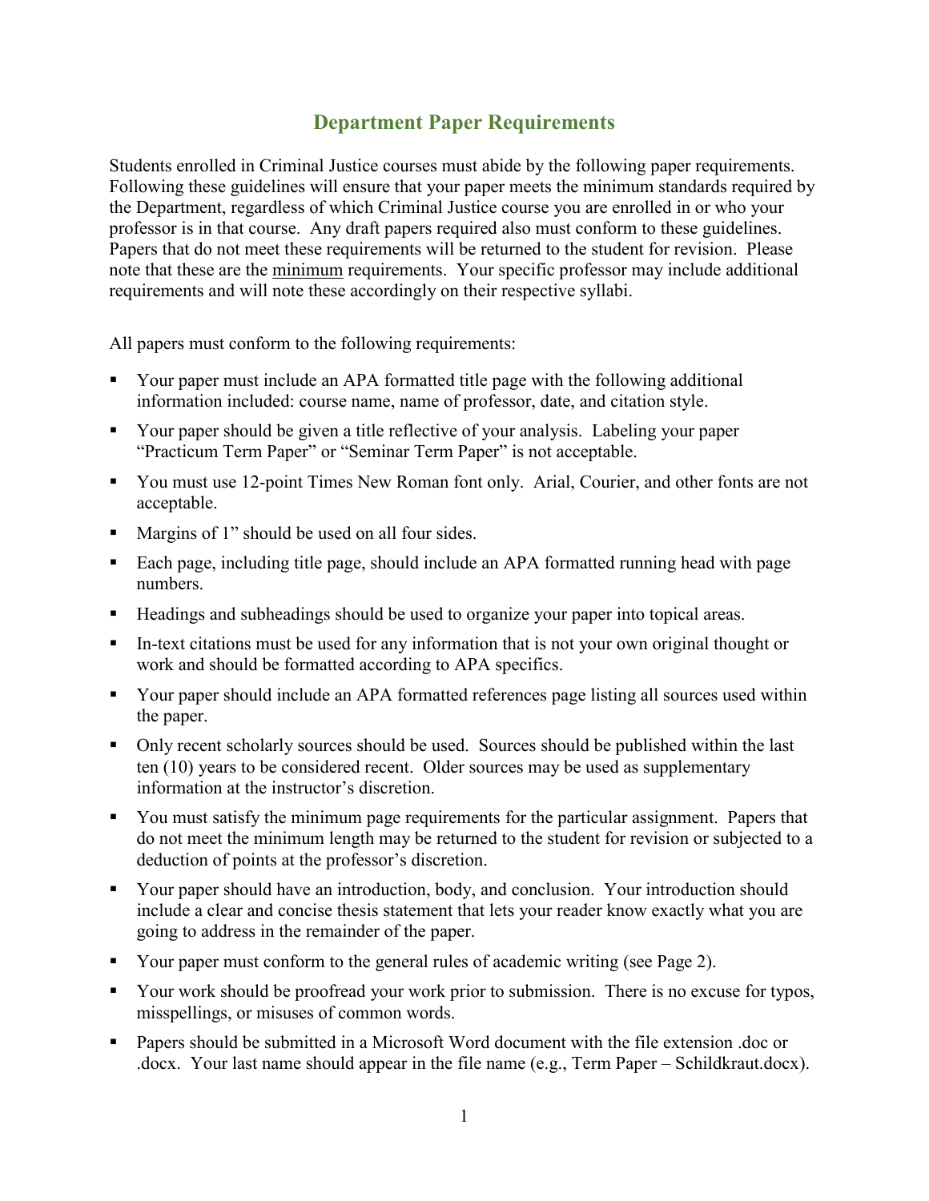## Department Paper Requirements

Students enrolled in Criminal Justice courses must abide by the following paper requirements. Following these guidelines will ensure that your paper meets the minimum standards required by the Department, regardless of which Criminal Justice course you are enrolled in or who your professor is in that course. Any draft papers required also must conform to these guidelines. Papers that do not meet these requirements will be returned to the student for revision. Please note that these are the <u>minimum</u> requirements. Your specific professor may include additional requirements and will note these accordingly on their respective syllabi.

All papers must conform to the following requirements:

- Your paper must include an APA formatted title page with the following additional information included: course name, name of professor, date, and citation style.
- Your paper should be given a title reflective of your analysis. Labeling your paper "Practicum Term Paper" or "Seminar Term Paper" is not acceptable.
- You must use 12-point Times New Roman font only. Arial, Courier, and other fonts are not acceptable.
- Margins of 1" should be used on all four sides.
- Each page, including title page, should include an APA formatted running head with page numbers.
- Headings and subheadings should be used to organize your paper into topical areas.
- In-text citations must be used for any information that is not your own original thought or work and should be formatted according to APA specifics.
- Your paper should include an APA formatted references page listing all sources used within the paper.
- Only recent scholarly sources should be used. Sources should be published within the last ten (10) years to be considered recent. Older sources may be used as supplementary information at the instructor's discretion.
- You must satisfy the minimum page requirements for the particular assignment. Papers that do not meet the minimum length may be returned to the student for revision or subjected to a deduction of points at the professor's discretion.
- Your paper should have an introduction, body, and conclusion. Your introduction should include a clear and concise thesis statement that lets your reader know exactly what you are going to address in the remainder of the paper.
- Your paper must conform to the general rules of academic writing (see Page 2).
- Your work should be proofread your work prior to submission. There is no excuse for typos, misspellings, or misuses of common words.
- Papers should be submitted in a Microsoft Word document with the file extension .doc or .docx. Your last name should appear in the file name (e.g., Term Paper – Schildkraut.docx).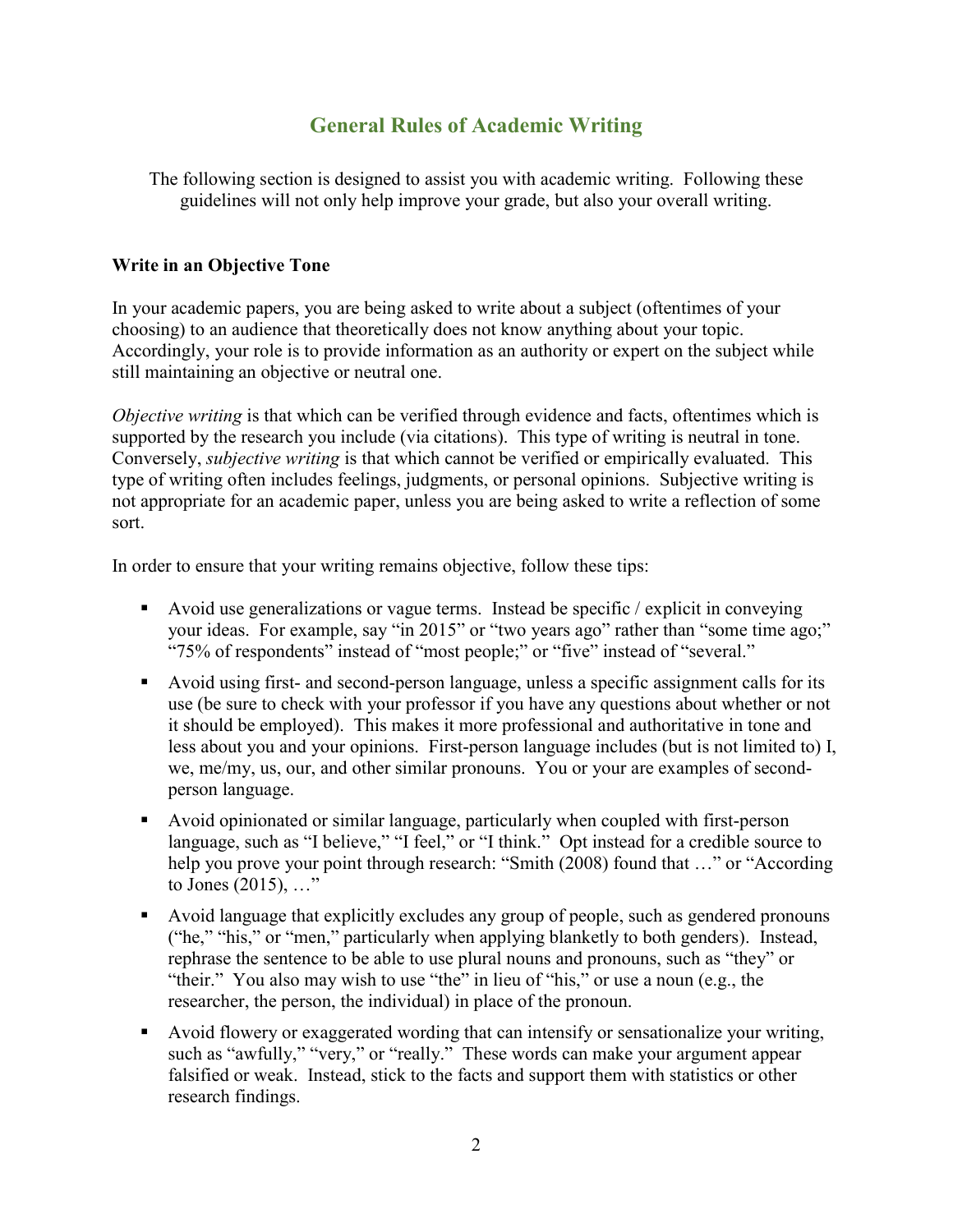# General Rules of Academic Writing

The following section is designed to assist you with academic writing. Following these guidelines will not only help improve your grade, but also your overall writing.

**Write in an Objective Tone**

In your academic papers, you are being asked to write about a subject (oftentimes of your choosing) to an audience that theoretically does not know anything about your topic. Accordingly, your role is to provide information as an authority or expert on the subject while still maintaining an objective or neutral one.

*Objective writing* is that which can be verified through evidence and facts, oftentimes which is supported by the research you include (via citations). This type of writing is neutral in tone. Conversely, *subjective writing* is that which cannot be verified or empirically evaluated. This type of writing often includes feelings, judgments, or personal opinions. Subjective writing is not appropriate for an academic paper, unless you are being asked to write a reflection of some sort.

In order to ensure that your writing remains objective, follow these tips:

- Avoid use generalizations or vague terms. Instead be specific / explicit in conveying your ideas. For example, say "in 2015" or "two years ago" rather than "some time ago;" "75% of respondents" instead of "most people;" or "five" instead of "several."
- Avoid using first- and second-person language, unless a specific assignment calls for its use (be sure to check with your professor if you have any questions about whether or not it should be employed). This makes it more professional and authoritative in tone and less about you and your opinions. First-person language includes (but is not limited to) I, we, me/my, us, our, and other similar pronouns. You or your are examples of second-person language.
- Avoid opinionated or similar language, particularly when coupled with first-person language, such as "I believe," "I feel," or "I think." Opt instead for a credible source to help you prove your point through research: "Smith (2008) found that …" or "According to Jones (2015), …"
- Avoid language that explicitly excludes any group of people, such as gendered pronouns ("he," "his," or "men," particularly when applying blanketly to both genders). Instead, rephrase the sentence to be able to use plural nouns and pronouns, such as "they" or "their." You also may wish to use "the" in lieu of "his," or use a noun (e.g., the researcher, the person, the individual) in place of the pronoun.
- Avoid flowery or exaggerated wording that can intensify or sensationalize your writing, such as "awfully," "very," or "really." These words can make your argument appear falsified or weak. Instead, stick to the facts and support them with statistics or other research findings.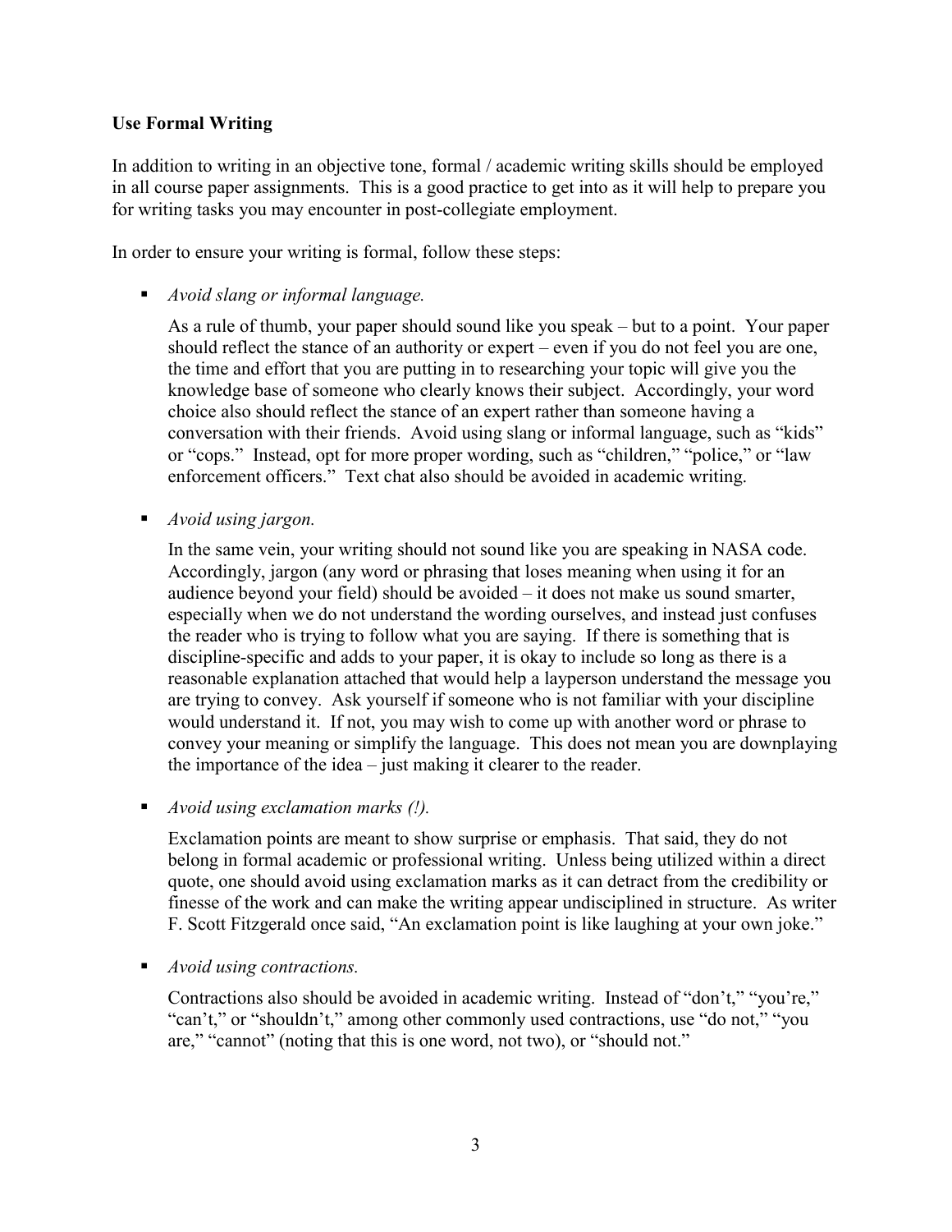**Use Formal Writing**

In addition to writing in an objective tone, formal / academic writing skills should be employed in all course paper assignments. This is a good practice to get into as it will help to prepare you for writing tasks you may encounter in post-collegiate employment.

In order to ensure your writing is formal, follow these steps:

- *Avoid slang or informal language.*

  As a rule of thumb, your paper should sound like you speak – but to a point. Your paper should reflect the stance of an authority or expert – even if you do not feel you are one, the time and effort that you are putting in to researching your topic will give you the knowledge base of someone who clearly knows their subject. Accordingly, your word choice also should reflect the stance of an expert rather than someone having a conversation with their friends. Avoid using slang or informal language, such as "kids" or "cops." Instead, opt for more proper wording, such as "children," "police," or "law enforcement officers." Text chat also should be avoided in academic writing.

- *Avoid using jargon.*

  In the same vein, your writing should not sound like you are speaking in NASA code. Accordingly, jargon (any word or phrasing that loses meaning when using it for an audience beyond your field) should be avoided – it does not make us sound smarter, especially when we do not understand the wording ourselves, and instead just confuses the reader who is trying to follow what you are saying. If there is something that is discipline-specific and adds to your paper, it is okay to include so long as there is a reasonable explanation attached that would help a layperson understand the message you are trying to convey. Ask yourself if someone who is not familiar with your discipline would understand it. If not, you may wish to come up with another word or phrase to convey your meaning or simplify the language. This does not mean you are downplaying the importance of the idea – just making it clearer to the reader.

- *Avoid using exclamation marks (!).*

  Exclamation points are meant to show surprise or emphasis. That said, they do not belong in formal academic or professional writing. Unless being utilized within a direct quote, one should avoid using exclamation marks as it can detract from the credibility or finesse of the work and can make the writing appear undisciplined in structure. As writer F. Scott Fitzgerald once said, "An exclamation point is like laughing at your own joke."

- *Avoid using contractions.*

  Contractions also should be avoided in academic writing. Instead of "don't," "you're," "can't," or "shouldn't," among other commonly used contractions, use "do not," "you are," "cannot" (noting that this is one word, not two), or "should not."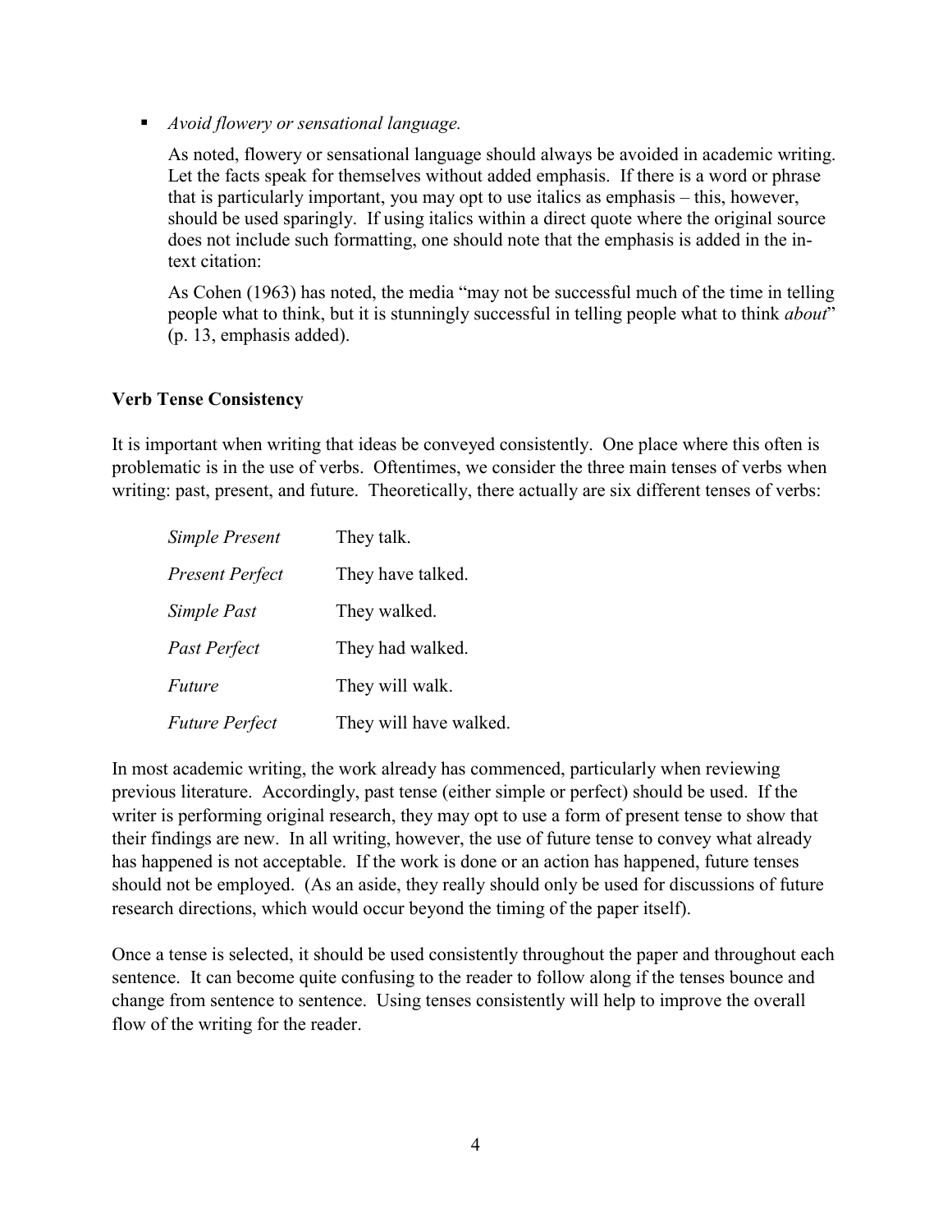- *Avoid flowery or sensational language.*

  As noted, flowery or sensational language should always be avoided in academic writing. Let the facts speak for themselves without added emphasis. If there is a word or phrase that is particularly important, you may opt to use italics as emphasis – this, however, should be used sparingly. If using italics within a direct quote where the original source does not include such formatting, one should note that the emphasis is added in the in-text citation:

  As Cohen (1963) has noted, the media "may not be successful much of the time in telling people what to think, but it is stunningly successful in telling people what to think *about*" (p. 13, emphasis added).

**Verb Tense Consistency**

It is important when writing that ideas be conveyed consistently. One place where this often is problematic is in the use of verbs. Oftentimes, we consider the three main tenses of verbs when writing: past, present, and future. Theoretically, there actually are six different tenses of verbs:

| | |
|---|---|
| *Simple Present* | They talk. |
| *Present Perfect* | They have talked. |
| *Simple Past* | They walked. |
| *Past Perfect* | They had walked. |
| *Future* | They will walk. |
| *Future Perfect* | They will have walked. |

In most academic writing, the work already has commenced, particularly when reviewing previous literature. Accordingly, past tense (either simple or perfect) should be used. If the writer is performing original research, they may opt to use a form of present tense to show that their findings are new. In all writing, however, the use of future tense to convey what already has happened is not acceptable. If the work is done or an action has happened, future tenses should not be employed. (As an aside, they really should only be used for discussions of future research directions, which would occur beyond the timing of the paper itself).

Once a tense is selected, it should be used consistently throughout the paper and throughout each sentence. It can become quite confusing to the reader to follow along if the tenses bounce and change from sentence to sentence. Using tenses consistently will help to improve the overall flow of the writing for the reader.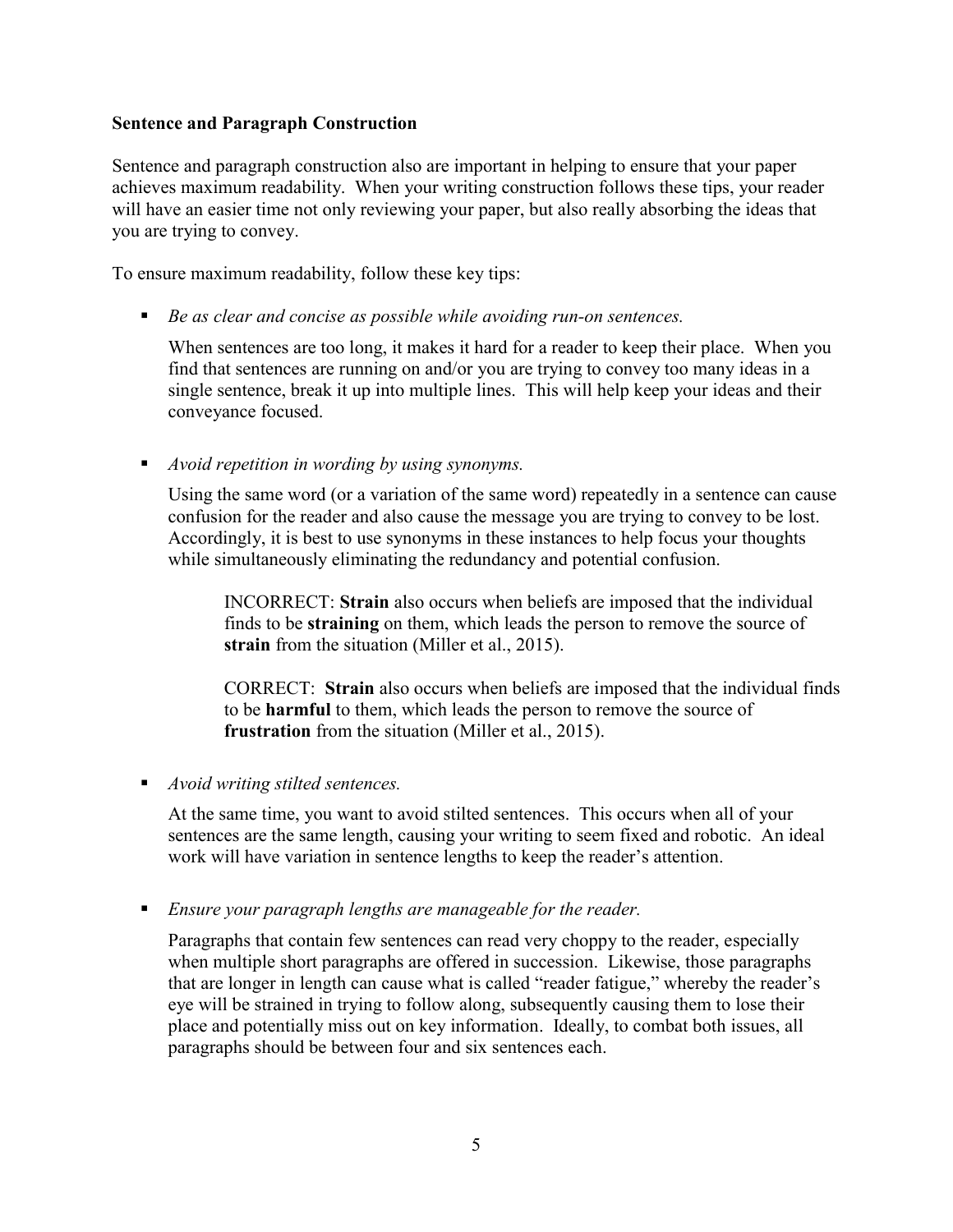**Sentence and Paragraph Construction**

Sentence and paragraph construction also are important in helping to ensure that your paper achieves maximum readability. When your writing construction follows these tips, your reader will have an easier time not only reviewing your paper, but also really absorbing the ideas that you are trying to convey.

To ensure maximum readability, follow these key tips:

- *Be as clear and concise as possible while avoiding run-on sentences.*

  When sentences are too long, it makes it hard for a reader to keep their place. When you find that sentences are running on and/or you are trying to convey too many ideas in a single sentence, break it up into multiple lines. This will help keep your ideas and their conveyance focused.

- *Avoid repetition in wording by using synonyms.*

  Using the same word (or a variation of the same word) repeatedly in a sentence can cause confusion for the reader and also cause the message you are trying to convey to be lost. Accordingly, it is best to use synonyms in these instances to help focus your thoughts while simultaneously eliminating the redundancy and potential confusion.

  > INCORRECT: **Strain** also occurs when beliefs are imposed that the individual finds to be **straining** on them, which leads the person to remove the source of **strain** from the situation (Miller et al., 2015).
  >
  > CORRECT: **Strain** also occurs when beliefs are imposed that the individual finds to be **harmful** to them, which leads the person to remove the source of **frustration** from the situation (Miller et al., 2015).

- *Avoid writing stilted sentences.*

  At the same time, you want to avoid stilted sentences. This occurs when all of your sentences are the same length, causing your writing to seem fixed and robotic. An ideal work will have variation in sentence lengths to keep the reader's attention.

- *Ensure your paragraph lengths are manageable for the reader.*

  Paragraphs that contain few sentences can read very choppy to the reader, especially when multiple short paragraphs are offered in succession. Likewise, those paragraphs that are longer in length can cause what is called "reader fatigue," whereby the reader's eye will be strained in trying to follow along, subsequently causing them to lose their place and potentially miss out on key information. Ideally, to combat both issues, all paragraphs should be between four and six sentences each.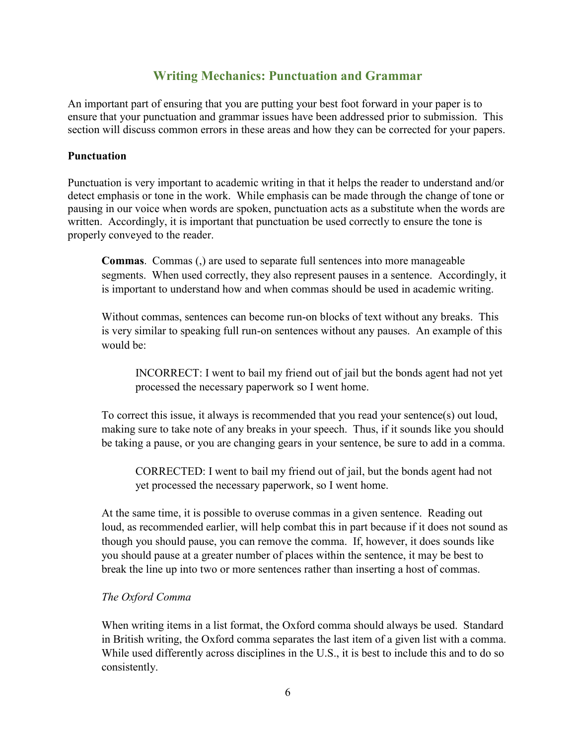## Writing Mechanics: Punctuation and Grammar

An important part of ensuring that you are putting your best foot forward in your paper is to ensure that your punctuation and grammar issues have been addressed prior to submission. This section will discuss common errors in these areas and how they can be corrected for your papers.

### Punctuation

Punctuation is very important to academic writing in that it helps the reader to understand and/or detect emphasis or tone in the work. While emphasis can be made through the change of tone or pausing in our voice when words are spoken, punctuation acts as a substitute when the words are written. Accordingly, it is important that punctuation be used correctly to ensure the tone is properly conveyed to the reader.

**Commas**. Commas (,) are used to separate full sentences into more manageable segments. When used correctly, they also represent pauses in a sentence. Accordingly, it is important to understand how and when commas should be used in academic writing.

Without commas, sentences can become run-on blocks of text without any breaks. This is very similar to speaking full run-on sentences without any pauses. An example of this would be:

> INCORRECT: I went to bail my friend out of jail but the bonds agent had not yet processed the necessary paperwork so I went home.

To correct this issue, it always is recommended that you read your sentence(s) out loud, making sure to take note of any breaks in your speech. Thus, if it sounds like you should be taking a pause, or you are changing gears in your sentence, be sure to add in a comma.

> CORRECTED: I went to bail my friend out of jail, but the bonds agent had not yet processed the necessary paperwork, so I went home.

At the same time, it is possible to overuse commas in a given sentence. Reading out loud, as recommended earlier, will help combat this in part because if it does not sound as though you should pause, you can remove the comma. If, however, it does sounds like you should pause at a greater number of places within the sentence, it may be best to break the line up into two or more sentences rather than inserting a host of commas.

*The Oxford Comma*

When writing items in a list format, the Oxford comma should always be used. Standard in British writing, the Oxford comma separates the last item of a given list with a comma. While used differently across disciplines in the U.S., it is best to include this and to do so consistently.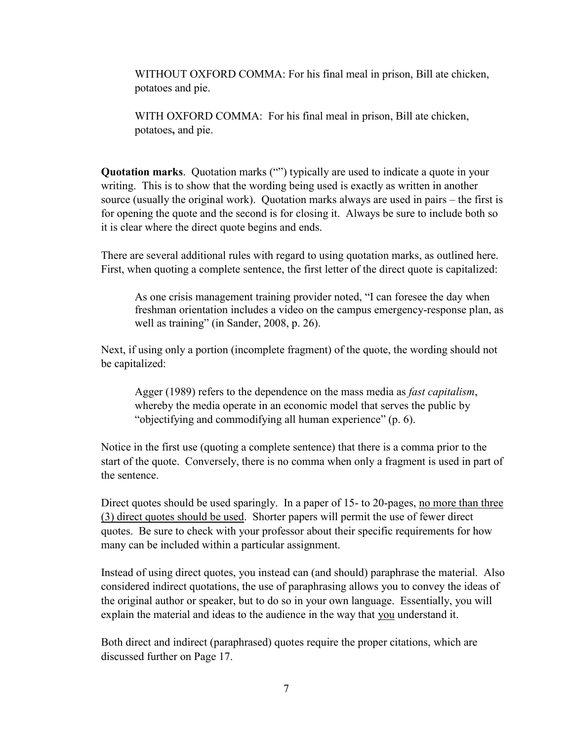WITHOUT OXFORD COMMA: For his final meal in prison, Bill ate chicken, potatoes and pie.

WITH OXFORD COMMA: For his final meal in prison, Bill ate chicken, potatoes**,** and pie.

**Quotation marks**. Quotation marks ("") typically are used to indicate a quote in your writing. This is to show that the wording being used is exactly as written in another source (usually the original work). Quotation marks always are used in pairs – the first is for opening the quote and the second is for closing it. Always be sure to include both so it is clear where the direct quote begins and ends.

There are several additional rules with regard to using quotation marks, as outlined here. First, when quoting a complete sentence, the first letter of the direct quote is capitalized:

> As one crisis management training provider noted, "I can foresee the day when freshman orientation includes a video on the campus emergency-response plan, as well as training" (in Sander, 2008, p. 26).

Next, if using only a portion (incomplete fragment) of the quote, the wording should not be capitalized:

> Agger (1989) refers to the dependence on the mass media as *fast capitalism*, whereby the media operate in an economic model that serves the public by "objectifying and commodifying all human experience" (p. 6).

Notice in the first use (quoting a complete sentence) that there is a comma prior to the start of the quote. Conversely, there is no comma when only a fragment is used in part of the sentence.

Direct quotes should be used sparingly. In a paper of 15- to 20-pages, <u>no more than three (3) direct quotes should be used</u>. Shorter papers will permit the use of fewer direct quotes. Be sure to check with your professor about their specific requirements for how many can be included within a particular assignment.

Instead of using direct quotes, you instead can (and should) paraphrase the material. Also considered indirect quotations, the use of paraphrasing allows you to convey the ideas of the original author or speaker, but to do so in your own language. Essentially, you will explain the material and ideas to the audience in the way that <u>you</u> understand it.

Both direct and indirect (paraphrased) quotes require the proper citations, which are discussed further on Page 17.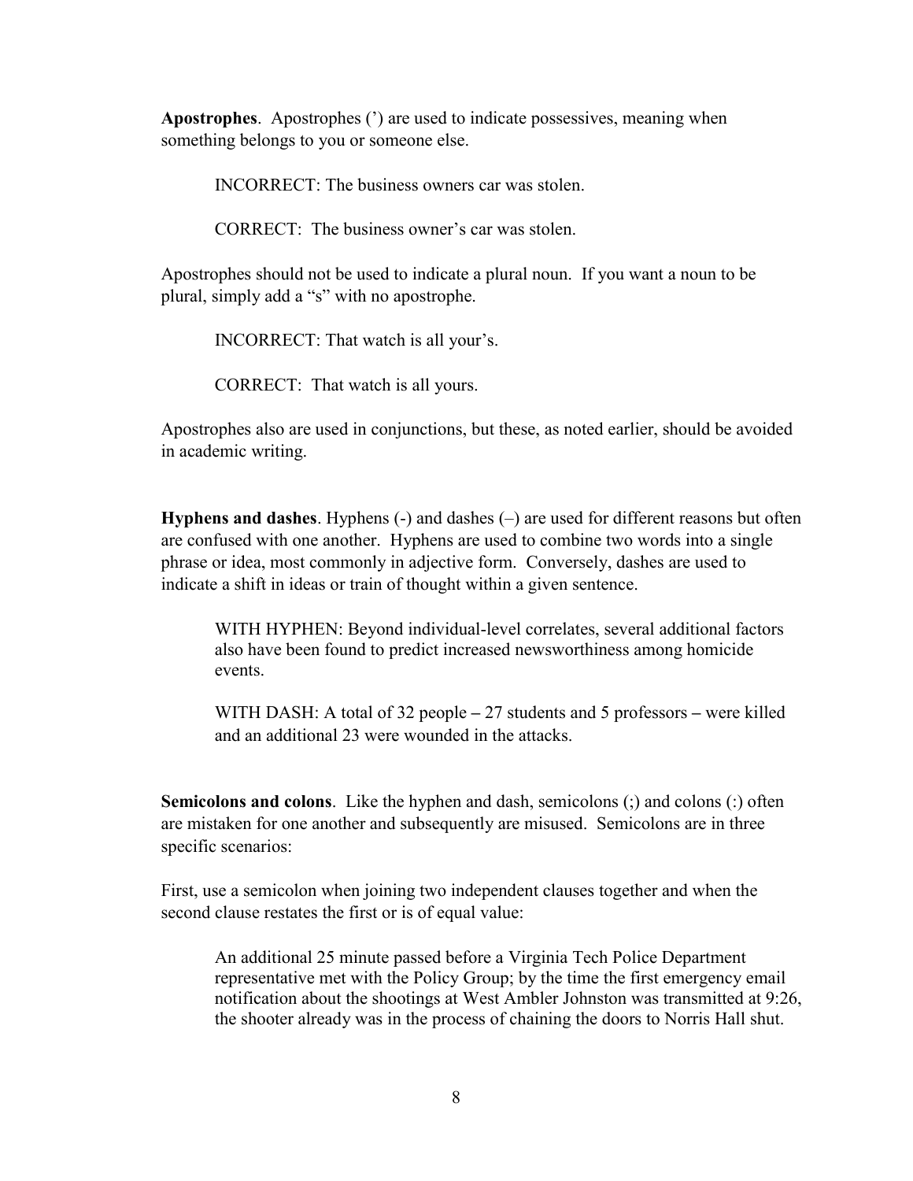**Apostrophes**. Apostrophes (') are used to indicate possessives, meaning when something belongs to you or someone else.

> INCORRECT: The business owners car was stolen.
>
> CORRECT: The business owner's car was stolen.

Apostrophes should not be used to indicate a plural noun. If you want a noun to be plural, simply add a "s" with no apostrophe.

> INCORRECT: That watch is all your's.
>
> CORRECT: That watch is all yours.

Apostrophes also are used in conjunctions, but these, as noted earlier, should be avoided in academic writing.

**Hyphens and dashes**. Hyphens (-) and dashes (–) are used for different reasons but often are confused with one another. Hyphens are used to combine two words into a single phrase or idea, most commonly in adjective form. Conversely, dashes are used to indicate a shift in ideas or train of thought within a given sentence.

> WITH HYPHEN: Beyond individual-level correlates, several additional factors also have been found to predict increased newsworthiness among homicide events.
>
> WITH DASH: A total of 32 people – 27 students and 5 professors – were killed and an additional 23 were wounded in the attacks.

**Semicolons and colons**. Like the hyphen and dash, semicolons (;) and colons (:) often are mistaken for one another and subsequently are misused. Semicolons are in three specific scenarios:

First, use a semicolon when joining two independent clauses together and when the second clause restates the first or is of equal value:

> An additional 25 minute passed before a Virginia Tech Police Department representative met with the Policy Group; by the time the first emergency email notification about the shootings at West Ambler Johnston was transmitted at 9:26, the shooter already was in the process of chaining the doors to Norris Hall shut.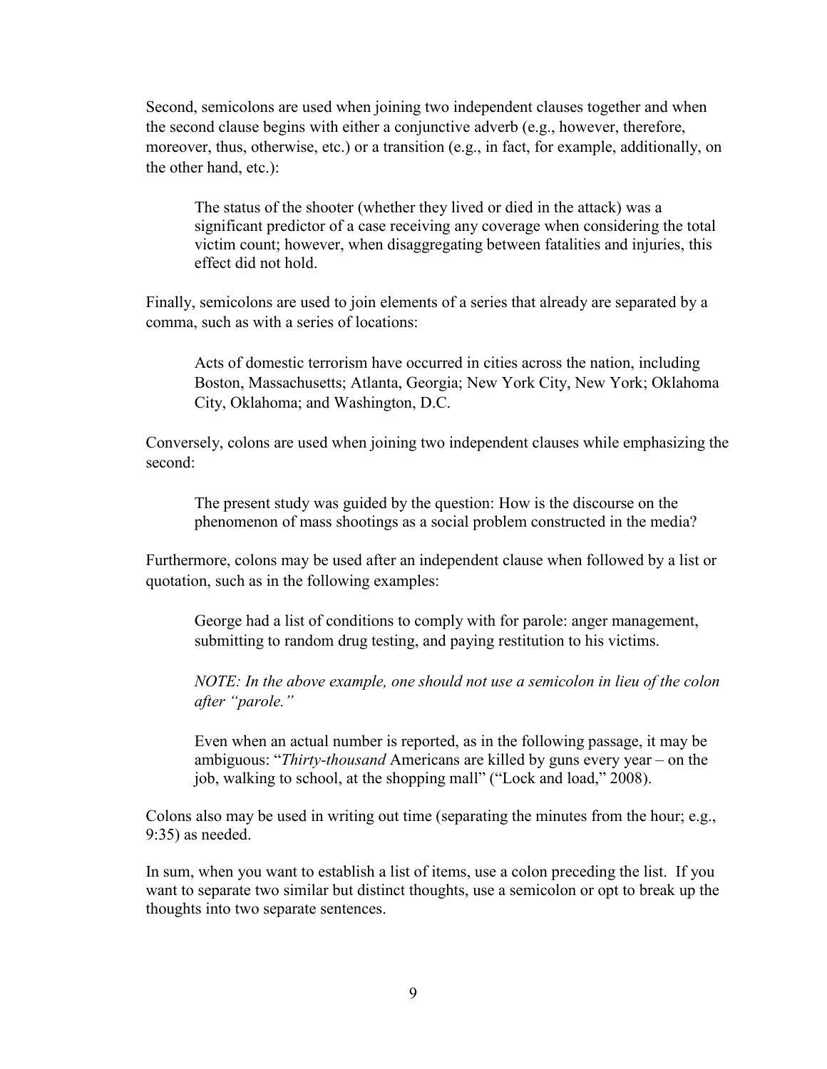Second, semicolons are used when joining two independent clauses together and when the second clause begins with either a conjunctive adverb (e.g., however, therefore, moreover, thus, otherwise, etc.) or a transition (e.g., in fact, for example, additionally, on the other hand, etc.):

> The status of the shooter (whether they lived or died in the attack) was a significant predictor of a case receiving any coverage when considering the total victim count; however, when disaggregating between fatalities and injuries, this effect did not hold.

Finally, semicolons are used to join elements of a series that already are separated by a comma, such as with a series of locations:

> Acts of domestic terrorism have occurred in cities across the nation, including Boston, Massachusetts; Atlanta, Georgia; New York City, New York; Oklahoma City, Oklahoma; and Washington, D.C.

Conversely, colons are used when joining two independent clauses while emphasizing the second:

> The present study was guided by the question: How is the discourse on the phenomenon of mass shootings as a social problem constructed in the media?

Furthermore, colons may be used after an independent clause when followed by a list or quotation, such as in the following examples:

> George had a list of conditions to comply with for parole: anger management, submitting to random drug testing, and paying restitution to his victims.
>
> *NOTE: In the above example, one should not use a semicolon in lieu of the colon after "parole."*
>
> Even when an actual number is reported, as in the following passage, it may be ambiguous: "*Thirty-thousand* Americans are killed by guns every year – on the job, walking to school, at the shopping mall" ("Lock and load," 2008).

Colons also may be used in writing out time (separating the minutes from the hour; e.g., 9:35) as needed.

In sum, when you want to establish a list of items, use a colon preceding the list. If you want to separate two similar but distinct thoughts, use a semicolon or opt to break up the thoughts into two separate sentences.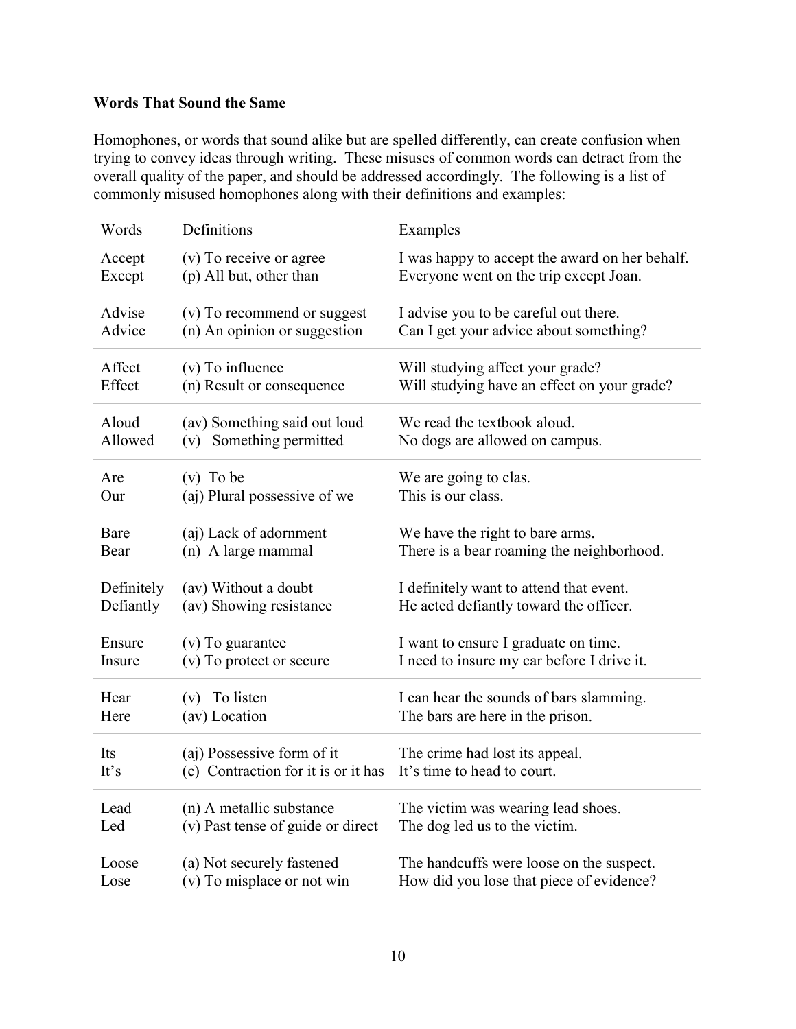**Words That Sound the Same**

Homophones, or words that sound alike but are spelled differently, can create confusion when trying to convey ideas through writing. These misuses of common words can detract from the overall quality of the paper, and should be addressed accordingly. The following is a list of commonly misused homophones along with their definitions and examples:

| Words | Definitions | Examples |
|---|---|---|
| Accept<br>Except | (v) To receive or agree<br>(p) All but, other than | I was happy to accept the award on her behalf.<br>Everyone went on the trip except Joan. |
| Advise<br>Advice | (v) To recommend or suggest<br>(n) An opinion or suggestion | I advise you to be careful out there.<br>Can I get your advice about something? |
| Affect<br>Effect | (v) To influence<br>(n) Result or consequence | Will studying affect your grade?<br>Will studying have an effect on your grade? |
| Aloud<br>Allowed | (av) Something said out loud<br>(v) Something permitted | We read the textbook aloud.<br>No dogs are allowed on campus. |
| Are<br>Our | (v) To be<br>(aj) Plural possessive of we | We are going to clas.<br>This is our class. |
| Bare<br>Bear | (aj) Lack of adornment<br>(n) A large mammal | We have the right to bare arms.<br>There is a bear roaming the neighborhood. |
| Definitely<br>Defiantly | (av) Without a doubt<br>(av) Showing resistance | I definitely want to attend that event.<br>He acted defiantly toward the officer. |
| Ensure<br>Insure | (v) To guarantee<br>(v) To protect or secure | I want to ensure I graduate on time.<br>I need to insure my car before I drive it. |
| Hear<br>Here | (v) To listen<br>(av) Location | I can hear the sounds of bars slamming.<br>The bars are here in the prison. |
| Its<br>It's | (aj) Possessive form of it<br>(c) Contraction for it is or it has | The crime had lost its appeal.<br>It's time to head to court. |
| Lead<br>Led | (n) A metallic substance<br>(v) Past tense of guide or direct | The victim was wearing lead shoes.<br>The dog led us to the victim. |
| Loose<br>Lose | (a) Not securely fastened<br>(v) To misplace or not win | The handcuffs were loose on the suspect.<br>How did you lose that piece of evidence? |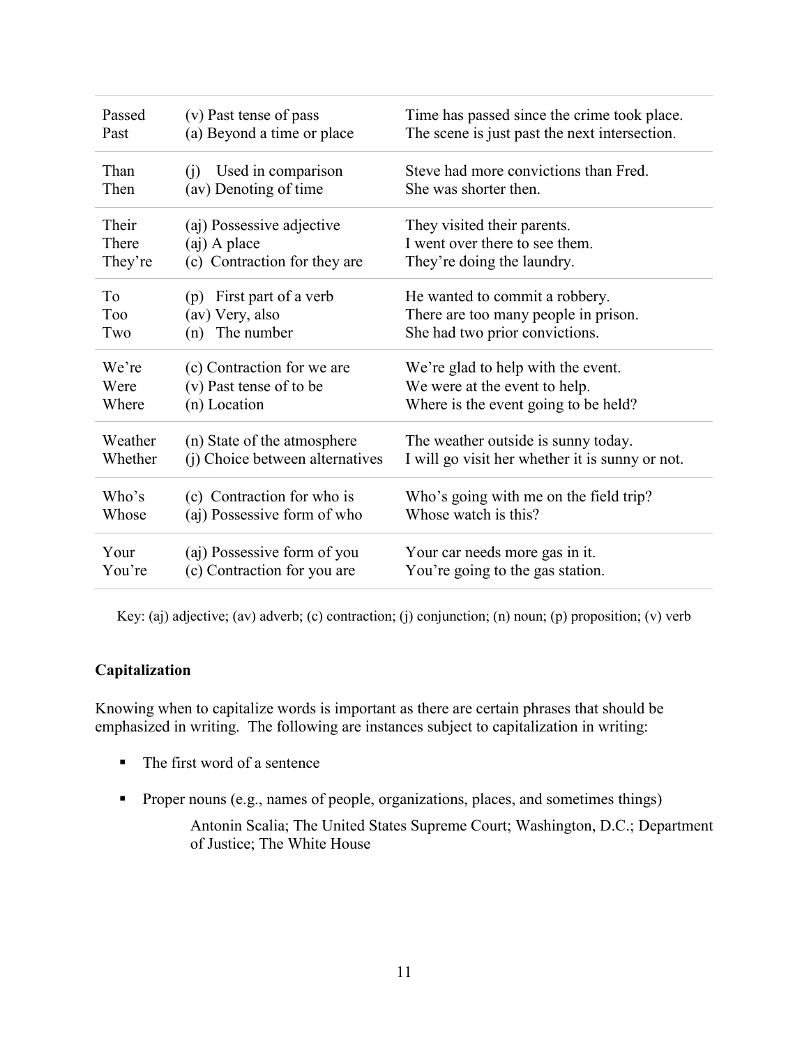| | | |
|---|---|---|
| Passed | (v) Past tense of pass | Time has passed since the crime took place. |
| Past | (a) Beyond a time or place | The scene is just past the next intersection. |
| Than | (j) Used in comparison | Steve had more convictions than Fred. |
| Then | (av) Denoting of time | She was shorter then. |
| Their | (aj) Possessive adjective | They visited their parents. |
| There | (aj) A place | I went over there to see them. |
| They're | (c) Contraction for they are | They're doing the laundry. |
| To | (p) First part of a verb | He wanted to commit a robbery. |
| Too | (av) Very, also | There are too many people in prison. |
| Two | (n) The number | She had two prior convictions. |
| We're | (c) Contraction for we are | We're glad to help with the event. |
| Were | (v) Past tense of to be | We were at the event to help. |
| Where | (n) Location | Where is the event going to be held? |
| Weather | (n) State of the atmosphere | The weather outside is sunny today. |
| Whether | (j) Choice between alternatives | I will go visit her whether it is sunny or not. |
| Who's | (c) Contraction for who is | Who's going with me on the field trip? |
| Whose | (aj) Possessive form of who | Whose watch is this? |
| Your | (aj) Possessive form of you | Your car needs more gas in it. |
| You're | (c) Contraction for you are | You're going to the gas station. |

Key: (aj) adjective; (av) adverb; (c) contraction; (j) conjunction; (n) noun; (p) proposition; (v) verb

**Capitalization**

Knowing when to capitalize words is important as there are certain phrases that should be emphasized in writing. The following are instances subject to capitalization in writing:

- The first word of a sentence
- Proper nouns (e.g., names of people, organizations, places, and sometimes things)

  Antonin Scalia; The United States Supreme Court; Washington, D.C.; Department of Justice; The White House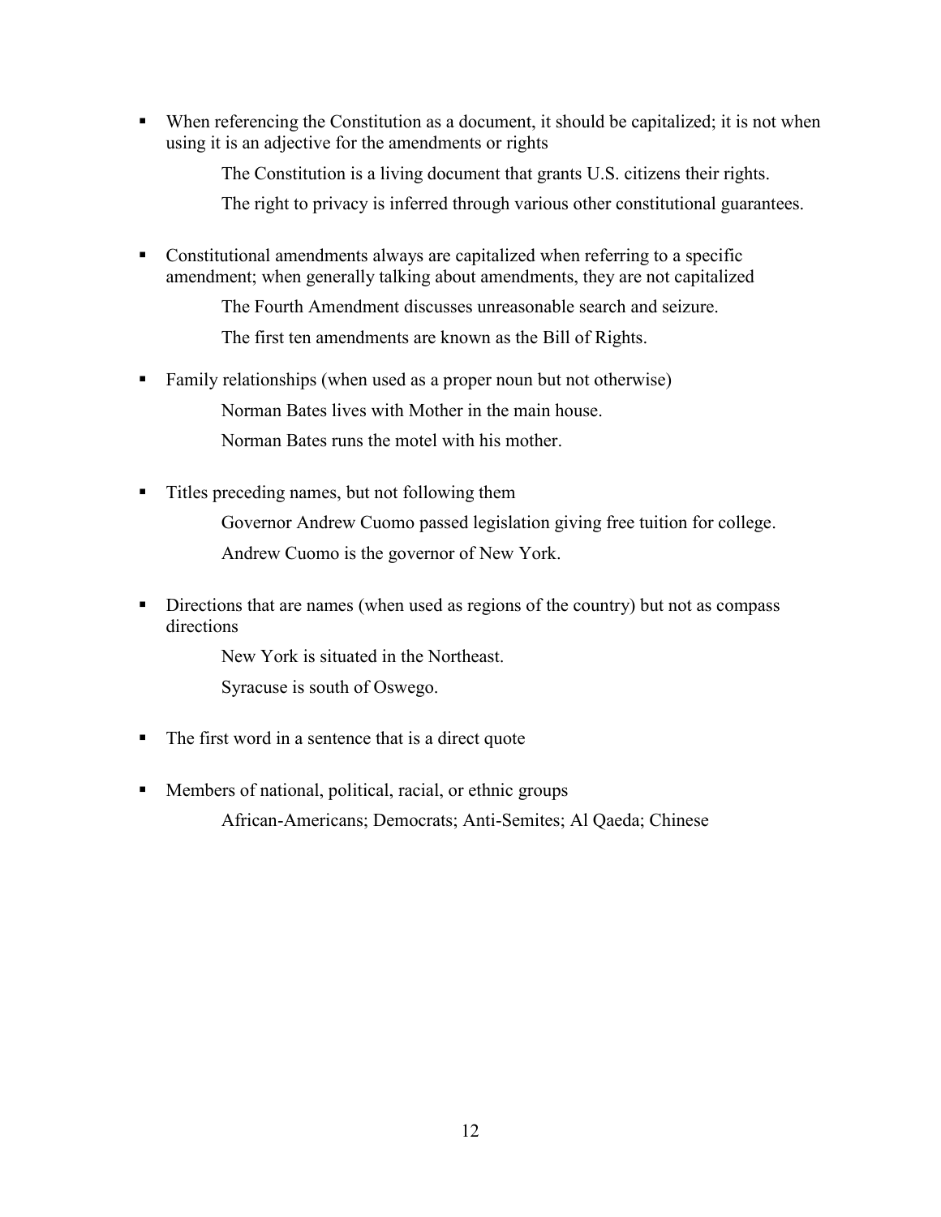- When referencing the Constitution as a document, it should be capitalized; it is not when using it is an adjective for the amendments or rights

  The Constitution is a living document that grants U.S. citizens their rights.

  The right to privacy is inferred through various other constitutional guarantees.

- Constitutional amendments always are capitalized when referring to a specific amendment; when generally talking about amendments, they are not capitalized

  The Fourth Amendment discusses unreasonable search and seizure.

  The first ten amendments are known as the Bill of Rights.

- Family relationships (when used as a proper noun but not otherwise)

  Norman Bates lives with Mother in the main house.

  Norman Bates runs the motel with his mother.

- Titles preceding names, but not following them

  Governor Andrew Cuomo passed legislation giving free tuition for college.

  Andrew Cuomo is the governor of New York.

- Directions that are names (when used as regions of the country) but not as compass directions

  New York is situated in the Northeast.

  Syracuse is south of Oswego.

- The first word in a sentence that is a direct quote

- Members of national, political, racial, or ethnic groups

  African-Americans; Democrats; Anti-Semites; Al Qaeda; Chinese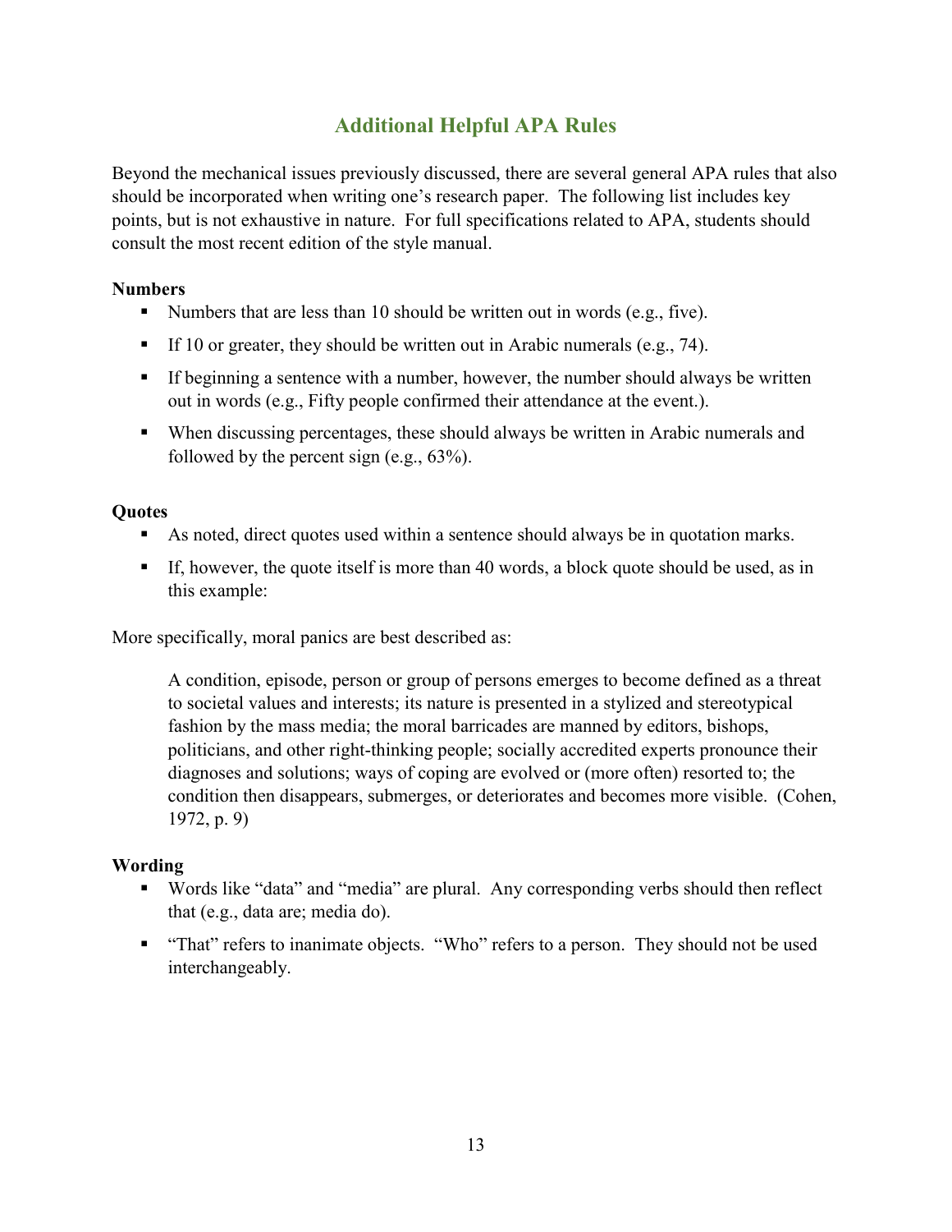## Additional Helpful APA Rules

Beyond the mechanical issues previously discussed, there are several general APA rules that also should be incorporated when writing one's research paper. The following list includes key points, but is not exhaustive in nature. For full specifications related to APA, students should consult the most recent edition of the style manual.

**Numbers**

- Numbers that are less than 10 should be written out in words (e.g., five).
- If 10 or greater, they should be written out in Arabic numerals (e.g., 74).
- If beginning a sentence with a number, however, the number should always be written out in words (e.g., Fifty people confirmed their attendance at the event.).
- When discussing percentages, these should always be written in Arabic numerals and followed by the percent sign (e.g., 63%).

**Quotes**

- As noted, direct quotes used within a sentence should always be in quotation marks.
- If, however, the quote itself is more than 40 words, a block quote should be used, as in this example:

More specifically, moral panics are best described as:

> A condition, episode, person or group of persons emerges to become defined as a threat to societal values and interests; its nature is presented in a stylized and stereotypical fashion by the mass media; the moral barricades are manned by editors, bishops, politicians, and other right-thinking people; socially accredited experts pronounce their diagnoses and solutions; ways of coping are evolved or (more often) resorted to; the condition then disappears, submerges, or deteriorates and becomes more visible. (Cohen, 1972, p. 9)

**Wording**

- Words like "data" and "media" are plural. Any corresponding verbs should then reflect that (e.g., data are; media do).
- "That" refers to inanimate objects. "Who" refers to a person. They should not be used interchangeably.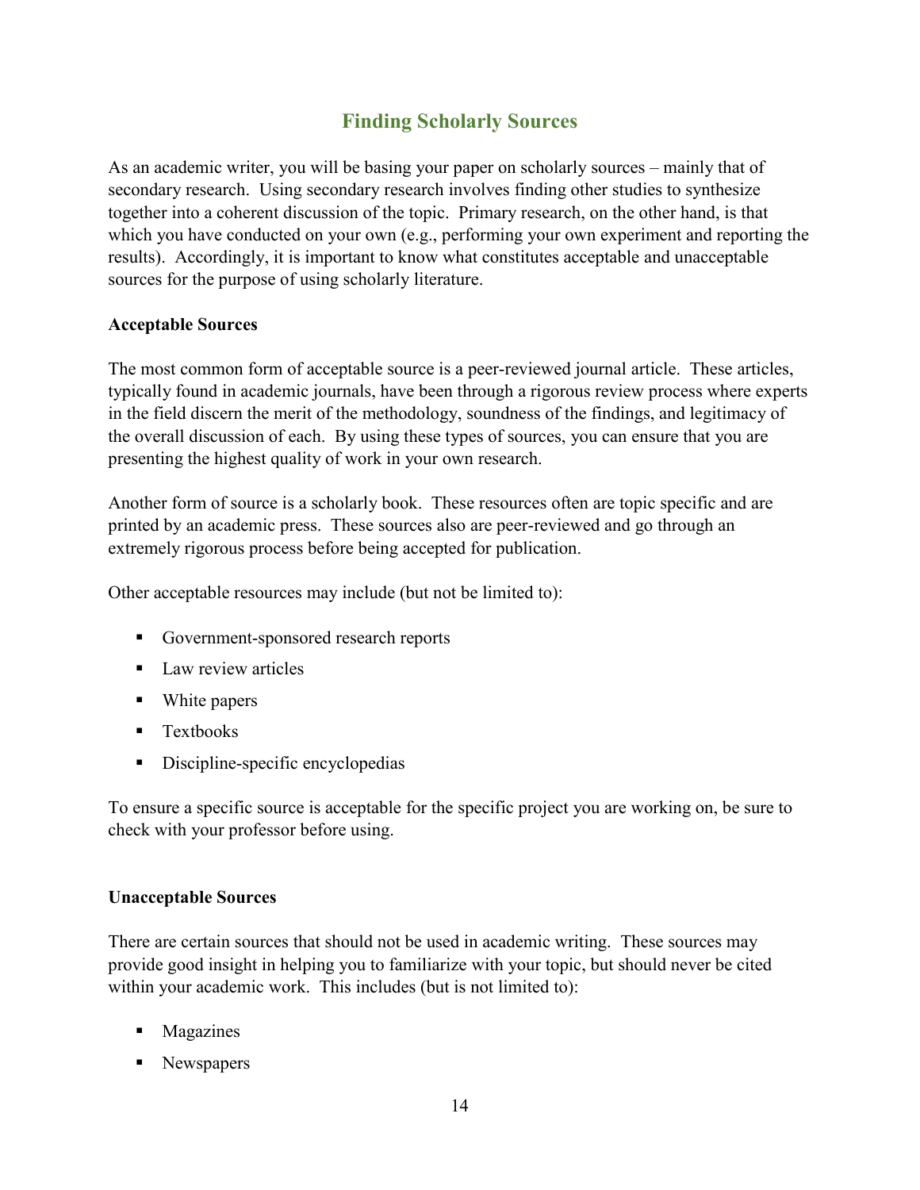## Finding Scholarly Sources

As an academic writer, you will be basing your paper on scholarly sources – mainly that of secondary research. Using secondary research involves finding other studies to synthesize together into a coherent discussion of the topic. Primary research, on the other hand, is that which you have conducted on your own (e.g., performing your own experiment and reporting the results). Accordingly, it is important to know what constitutes acceptable and unacceptable sources for the purpose of using scholarly literature.

**Acceptable Sources**

The most common form of acceptable source is a peer-reviewed journal article. These articles, typically found in academic journals, have been through a rigorous review process where experts in the field discern the merit of the methodology, soundness of the findings, and legitimacy of the overall discussion of each. By using these types of sources, you can ensure that you are presenting the highest quality of work in your own research.

Another form of source is a scholarly book. These resources often are topic specific and are printed by an academic press. These sources also are peer-reviewed and go through an extremely rigorous process before being accepted for publication.

Other acceptable resources may include (but not be limited to):

- Government-sponsored research reports
- Law review articles
- White papers
- Textbooks
- Discipline-specific encyclopedias

To ensure a specific source is acceptable for the specific project you are working on, be sure to check with your professor before using.

**Unacceptable Sources**

There are certain sources that should not be used in academic writing. These sources may provide good insight in helping you to familiarize with your topic, but should never be cited within your academic work. This includes (but is not limited to):

- Magazines
- Newspapers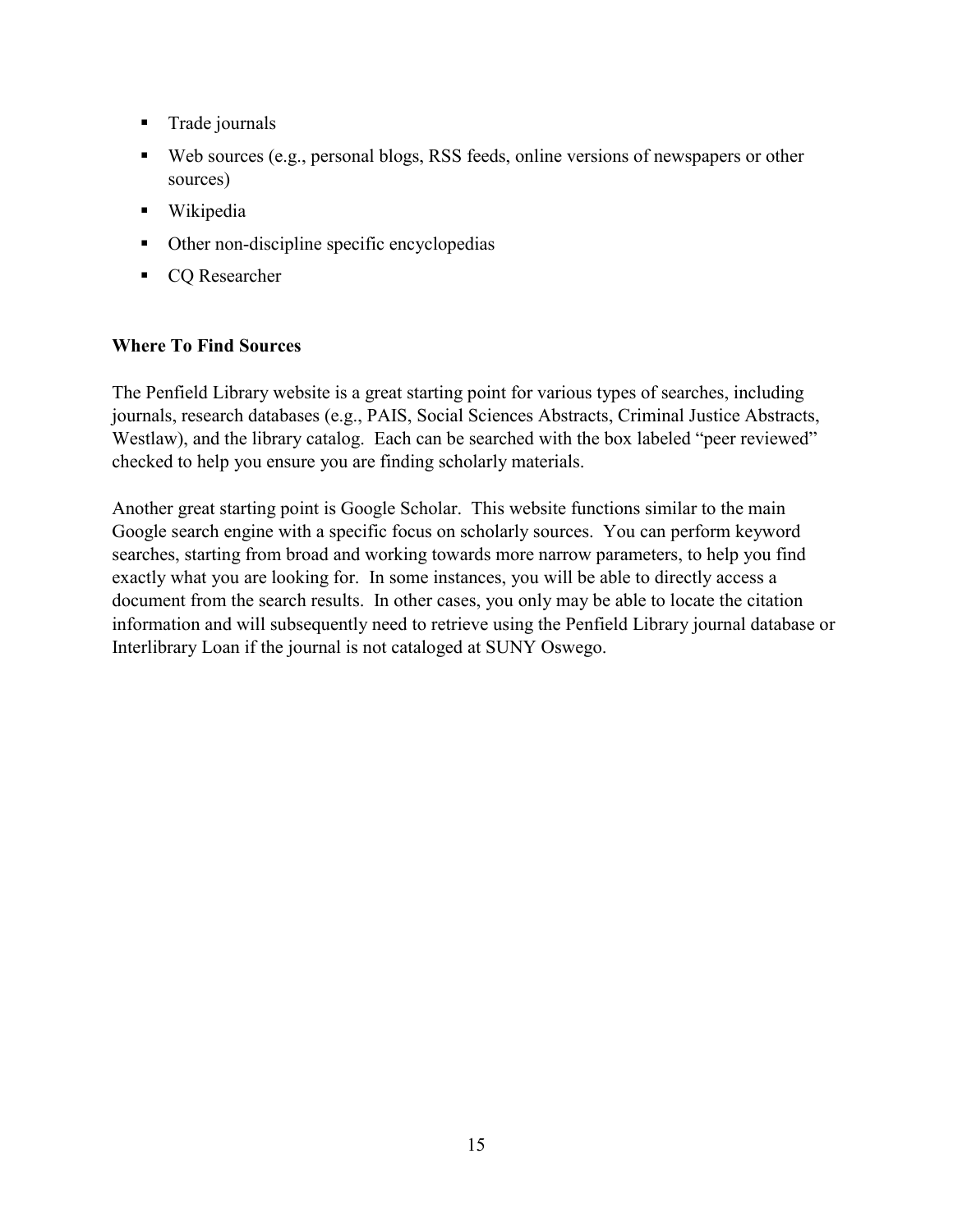- Trade journals
- Web sources (e.g., personal blogs, RSS feeds, online versions of newspapers or other sources)
- Wikipedia
- Other non-discipline specific encyclopedias
- CQ Researcher

**Where To Find Sources**

The Penfield Library website is a great starting point for various types of searches, including journals, research databases (e.g., PAIS, Social Sciences Abstracts, Criminal Justice Abstracts, Westlaw), and the library catalog. Each can be searched with the box labeled "peer reviewed" checked to help you ensure you are finding scholarly materials.

Another great starting point is Google Scholar. This website functions similar to the main Google search engine with a specific focus on scholarly sources. You can perform keyword searches, starting from broad and working towards more narrow parameters, to help you find exactly what you are looking for. In some instances, you will be able to directly access a document from the search results. In other cases, you only may be able to locate the citation information and will subsequently need to retrieve using the Penfield Library journal database or Interlibrary Loan if the journal is not cataloged at SUNY Oswego.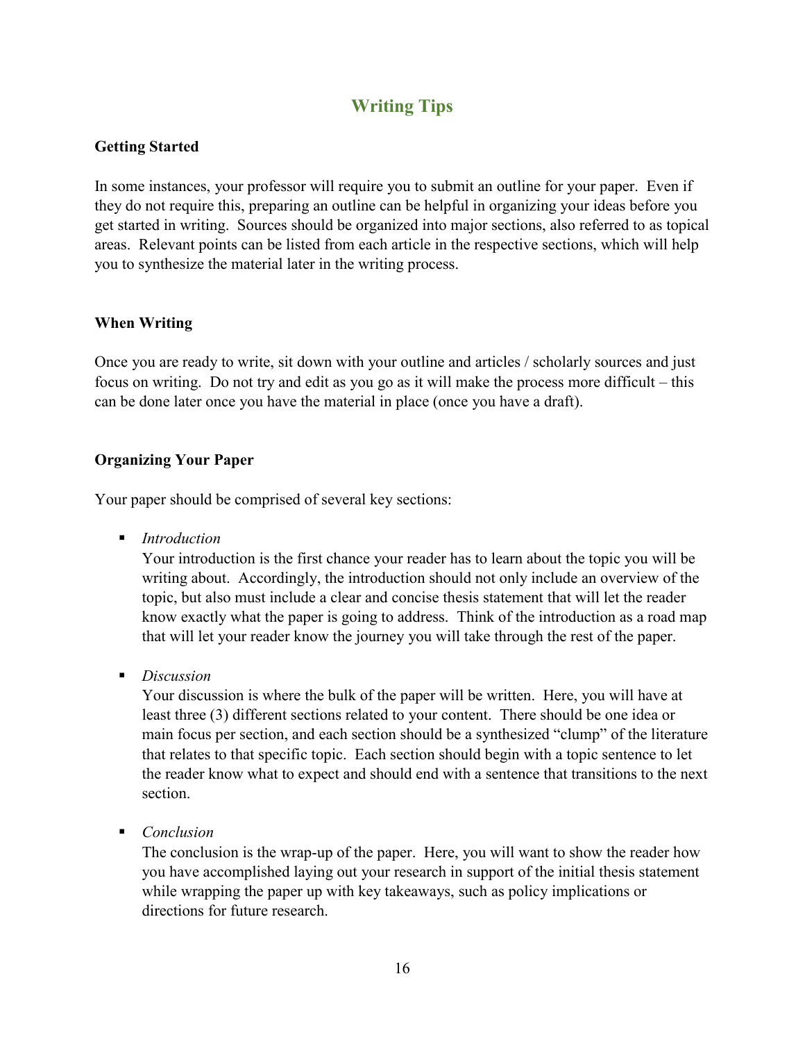## Writing Tips

### Getting Started

In some instances, your professor will require you to submit an outline for your paper. Even if they do not require this, preparing an outline can be helpful in organizing your ideas before you get started in writing. Sources should be organized into major sections, also referred to as topical areas. Relevant points can be listed from each article in the respective sections, which will help you to synthesize the material later in the writing process.

### When Writing

Once you are ready to write, sit down with your outline and articles / scholarly sources and just focus on writing. Do not try and edit as you go as it will make the process more difficult – this can be done later once you have the material in place (once you have a draft).

### Organizing Your Paper

Your paper should be comprised of several key sections:

- *Introduction*
  Your introduction is the first chance your reader has to learn about the topic you will be writing about. Accordingly, the introduction should not only include an overview of the topic, but also must include a clear and concise thesis statement that will let the reader know exactly what the paper is going to address. Think of the introduction as a road map that will let your reader know the journey you will take through the rest of the paper.

- *Discussion*
  Your discussion is where the bulk of the paper will be written. Here, you will have at least three (3) different sections related to your content. There should be one idea or main focus per section, and each section should be a synthesized "clump" of the literature that relates to that specific topic. Each section should begin with a topic sentence to let the reader know what to expect and should end with a sentence that transitions to the next section.

- *Conclusion*
  The conclusion is the wrap-up of the paper. Here, you will want to show the reader how you have accomplished laying out your research in support of the initial thesis statement while wrapping the paper up with key takeaways, such as policy implications or directions for future research.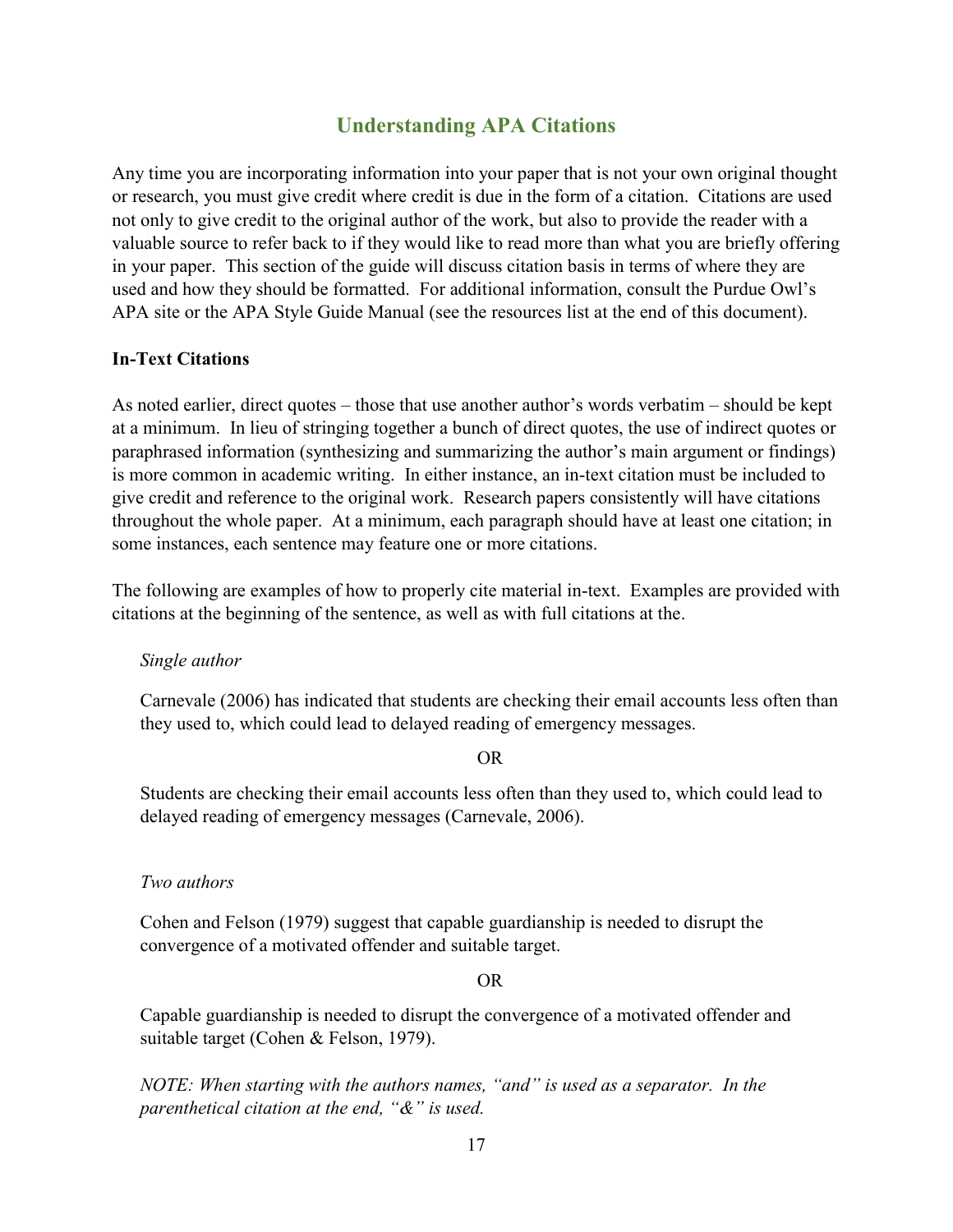## Understanding APA Citations

Any time you are incorporating information into your paper that is not your own original thought or research, you must give credit where credit is due in the form of a citation. Citations are used not only to give credit to the original author of the work, but also to provide the reader with a valuable source to refer back to if they would like to read more than what you are briefly offering in your paper. This section of the guide will discuss citation basis in terms of where they are used and how they should be formatted. For additional information, consult the Purdue Owl's APA site or the APA Style Guide Manual (see the resources list at the end of this document).

### In-Text Citations

As noted earlier, direct quotes – those that use another author's words verbatim – should be kept at a minimum. In lieu of stringing together a bunch of direct quotes, the use of indirect quotes or paraphrased information (synthesizing and summarizing the author's main argument or findings) is more common in academic writing. In either instance, an in-text citation must be included to give credit and reference to the original work. Research papers consistently will have citations throughout the whole paper. At a minimum, each paragraph should have at least one citation; in some instances, each sentence may feature one or more citations.

The following are examples of how to properly cite material in-text. Examples are provided with citations at the beginning of the sentence, as well as with full citations at the.

> *Single author*
>
> Carnevale (2006) has indicated that students are checking their email accounts less often than they used to, which could lead to delayed reading of emergency messages.
>
> OR
>
> Students are checking their email accounts less often than they used to, which could lead to delayed reading of emergency messages (Carnevale, 2006).
>
> *Two authors*
>
> Cohen and Felson (1979) suggest that capable guardianship is needed to disrupt the convergence of a motivated offender and suitable target.
>
> OR
>
> Capable guardianship is needed to disrupt the convergence of a motivated offender and suitable target (Cohen & Felson, 1979).
>
> *NOTE: When starting with the authors names, "and" is used as a separator. In the parenthetical citation at the end, "&" is used.*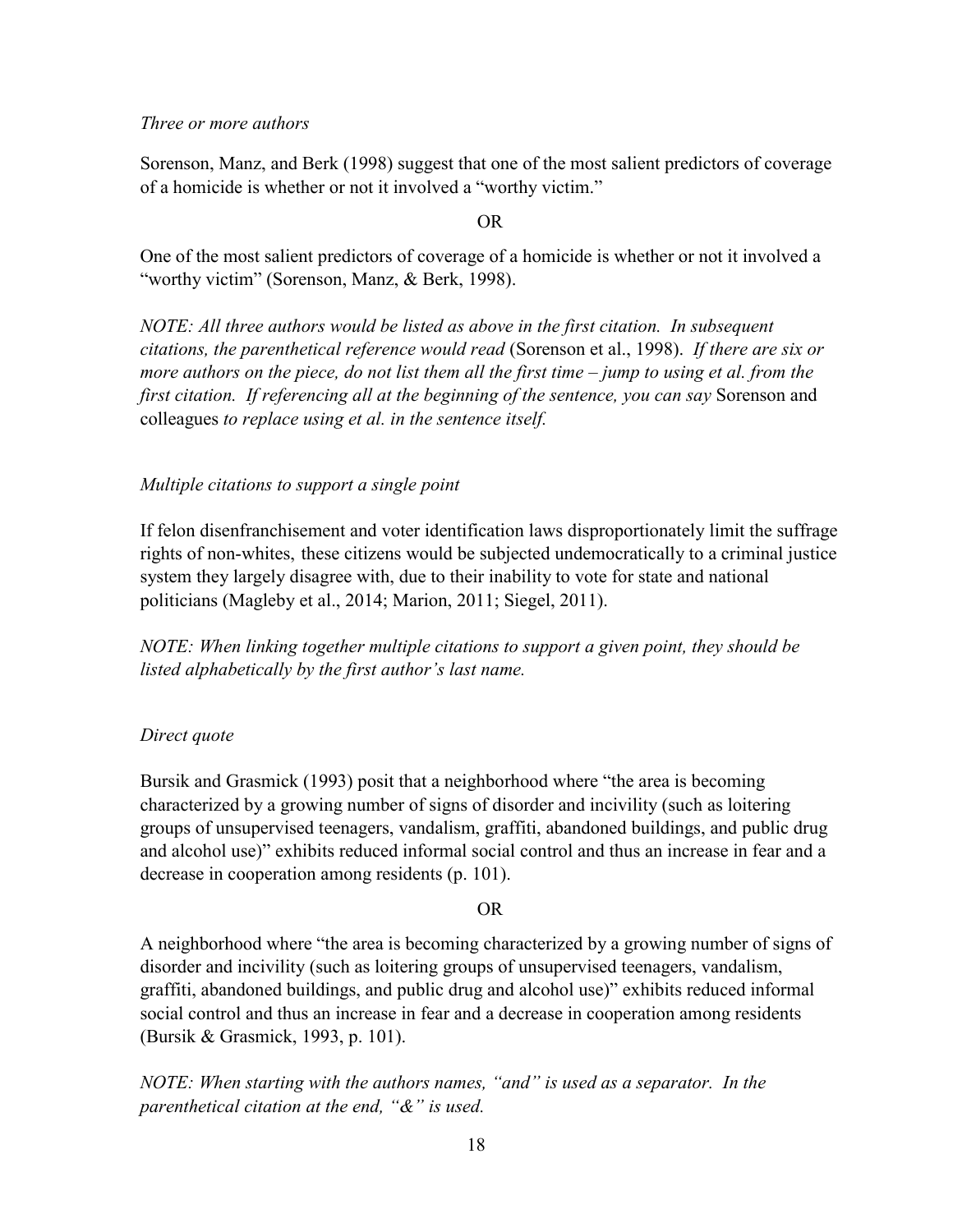*Three or more authors*

Sorenson, Manz, and Berk (1998) suggest that one of the most salient predictors of coverage of a homicide is whether or not it involved a "worthy victim."

OR

One of the most salient predictors of coverage of a homicide is whether or not it involved a "worthy victim" (Sorenson, Manz, & Berk, 1998).

*NOTE: All three authors would be listed as above in the first citation. In subsequent citations, the parenthetical reference would read* (Sorenson et al., 1998). *If there are six or more authors on the piece, do not list them all the first time – jump to using et al. from the first citation. If referencing all at the beginning of the sentence, you can say* Sorenson and colleagues *to replace using et al. in the sentence itself.*

*Multiple citations to support a single point*

If felon disenfranchisement and voter identification laws disproportionately limit the suffrage rights of non-whites, these citizens would be subjected undemocratically to a criminal justice system they largely disagree with, due to their inability to vote for state and national politicians (Magleby et al., 2014; Marion, 2011; Siegel, 2011).

*NOTE: When linking together multiple citations to support a given point, they should be listed alphabetically by the first author's last name.*

*Direct quote*

Bursik and Grasmick (1993) posit that a neighborhood where "the area is becoming characterized by a growing number of signs of disorder and incivility (such as loitering groups of unsupervised teenagers, vandalism, graffiti, abandoned buildings, and public drug and alcohol use)" exhibits reduced informal social control and thus an increase in fear and a decrease in cooperation among residents (p. 101).

OR

A neighborhood where "the area is becoming characterized by a growing number of signs of disorder and incivility (such as loitering groups of unsupervised teenagers, vandalism, graffiti, abandoned buildings, and public drug and alcohol use)" exhibits reduced informal social control and thus an increase in fear and a decrease in cooperation among residents (Bursik & Grasmick, 1993, p. 101).

*NOTE: When starting with the authors names, "and" is used as a separator. In the parenthetical citation at the end, "&" is used.*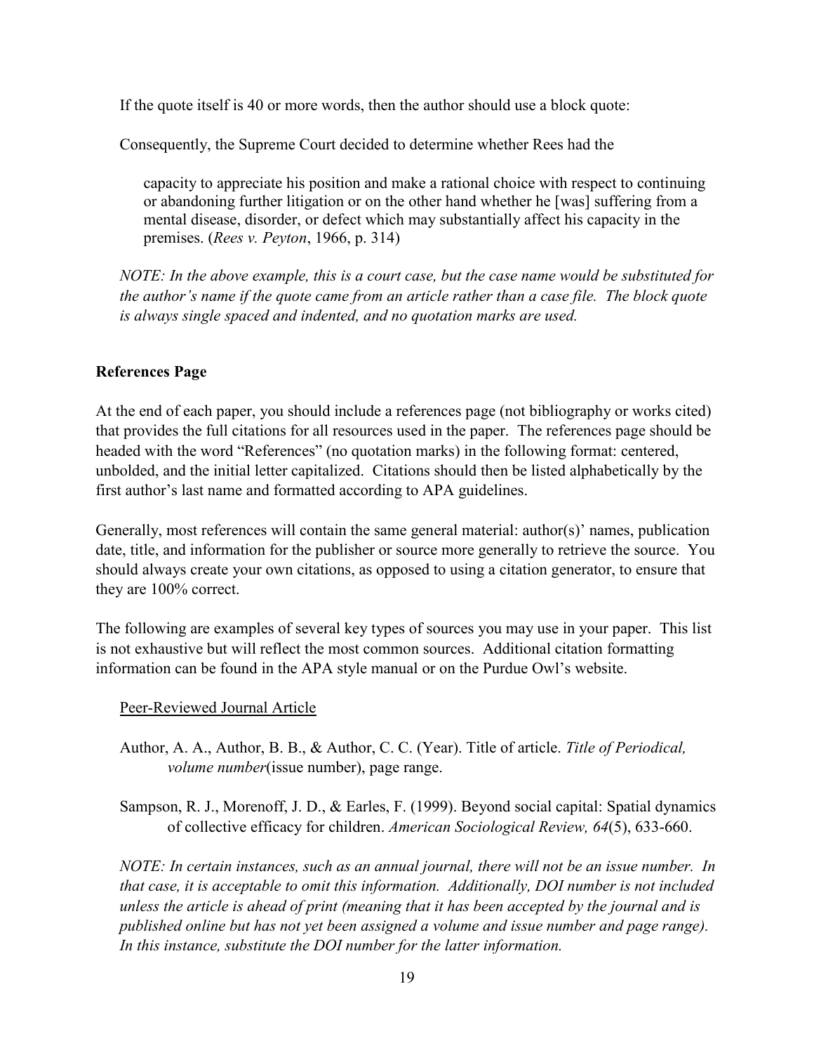If the quote itself is 40 or more words, then the author should use a block quote:

Consequently, the Supreme Court decided to determine whether Rees had the

> capacity to appreciate his position and make a rational choice with respect to continuing or abandoning further litigation or on the other hand whether he [was] suffering from a mental disease, disorder, or defect which may substantially affect his capacity in the premises. (*Rees v. Peyton*, 1966, p. 314)

*NOTE: In the above example, this is a court case, but the case name would be substituted for the author's name if the quote came from an article rather than a case file. The block quote is always single spaced and indented, and no quotation marks are used.*

**References Page**

At the end of each paper, you should include a references page (not bibliography or works cited) that provides the full citations for all resources used in the paper. The references page should be headed with the word "References" (no quotation marks) in the following format: centered, unbolded, and the initial letter capitalized. Citations should then be listed alphabetically by the first author's last name and formatted according to APA guidelines.

Generally, most references will contain the same general material: author(s)' names, publication date, title, and information for the publisher or source more generally to retrieve the source. You should always create your own citations, as opposed to using a citation generator, to ensure that they are 100% correct.

The following are examples of several key types of sources you may use in your paper. This list is not exhaustive but will reflect the most common sources. Additional citation formatting information can be found in the APA style manual or on the Purdue Owl's website.

<u>Peer-Reviewed Journal Article</u>

Author, A. A., Author, B. B., & Author, C. C. (Year). Title of article. *Title of Periodical, volume number*(issue number), page range.

Sampson, R. J., Morenoff, J. D., & Earles, F. (1999). Beyond social capital: Spatial dynamics of collective efficacy for children. *American Sociological Review, 64*(5), 633-660.

*NOTE: In certain instances, such as an annual journal, there will not be an issue number. In that case, it is acceptable to omit this information. Additionally, DOI number is not included unless the article is ahead of print (meaning that it has been accepted by the journal and is published online but has not yet been assigned a volume and issue number and page range). In this instance, substitute the DOI number for the latter information.*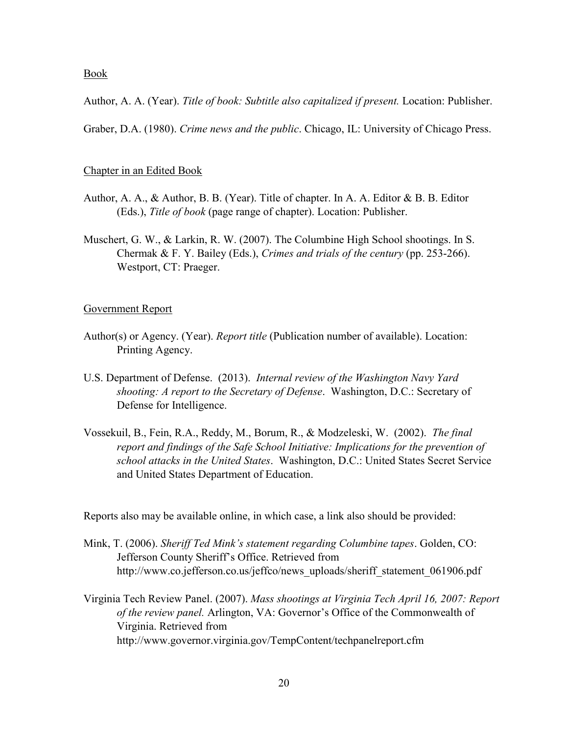Book

Author, A. A. (Year). *Title of book: Subtitle also capitalized if present.* Location: Publisher.

Graber, D.A. (1980). *Crime news and the public*. Chicago, IL: University of Chicago Press.

Chapter in an Edited Book

Author, A. A., & Author, B. B. (Year). Title of chapter. In A. A. Editor & B. B. Editor (Eds.), *Title of book* (page range of chapter). Location: Publisher.

Muschert, G. W., & Larkin, R. W. (2007). The Columbine High School shootings. In S. Chermak & F. Y. Bailey (Eds.), *Crimes and trials of the century* (pp. 253-266). Westport, CT: Praeger.

Government Report

Author(s) or Agency. (Year). *Report title* (Publication number of available). Location: Printing Agency.

U.S. Department of Defense. (2013). *Internal review of the Washington Navy Yard shooting: A report to the Secretary of Defense*. Washington, D.C.: Secretary of Defense for Intelligence.

Vossekuil, B., Fein, R.A., Reddy, M., Borum, R., & Modzeleski, W. (2002). *The final report and findings of the Safe School Initiative: Implications for the prevention of school attacks in the United States*. Washington, D.C.: United States Secret Service and United States Department of Education.

Reports also may be available online, in which case, a link also should be provided:

Mink, T. (2006). *Sheriff Ted Mink's statement regarding Columbine tapes*. Golden, CO: Jefferson County Sheriff's Office. Retrieved from http://www.co.jefferson.co.us/jeffco/news_uploads/sheriff_statement_061906.pdf

Virginia Tech Review Panel. (2007). *Mass shootings at Virginia Tech April 16, 2007: Report of the review panel.* Arlington, VA: Governor's Office of the Commonwealth of Virginia. Retrieved from http://www.governor.virginia.gov/TempContent/techpanelreport.cfm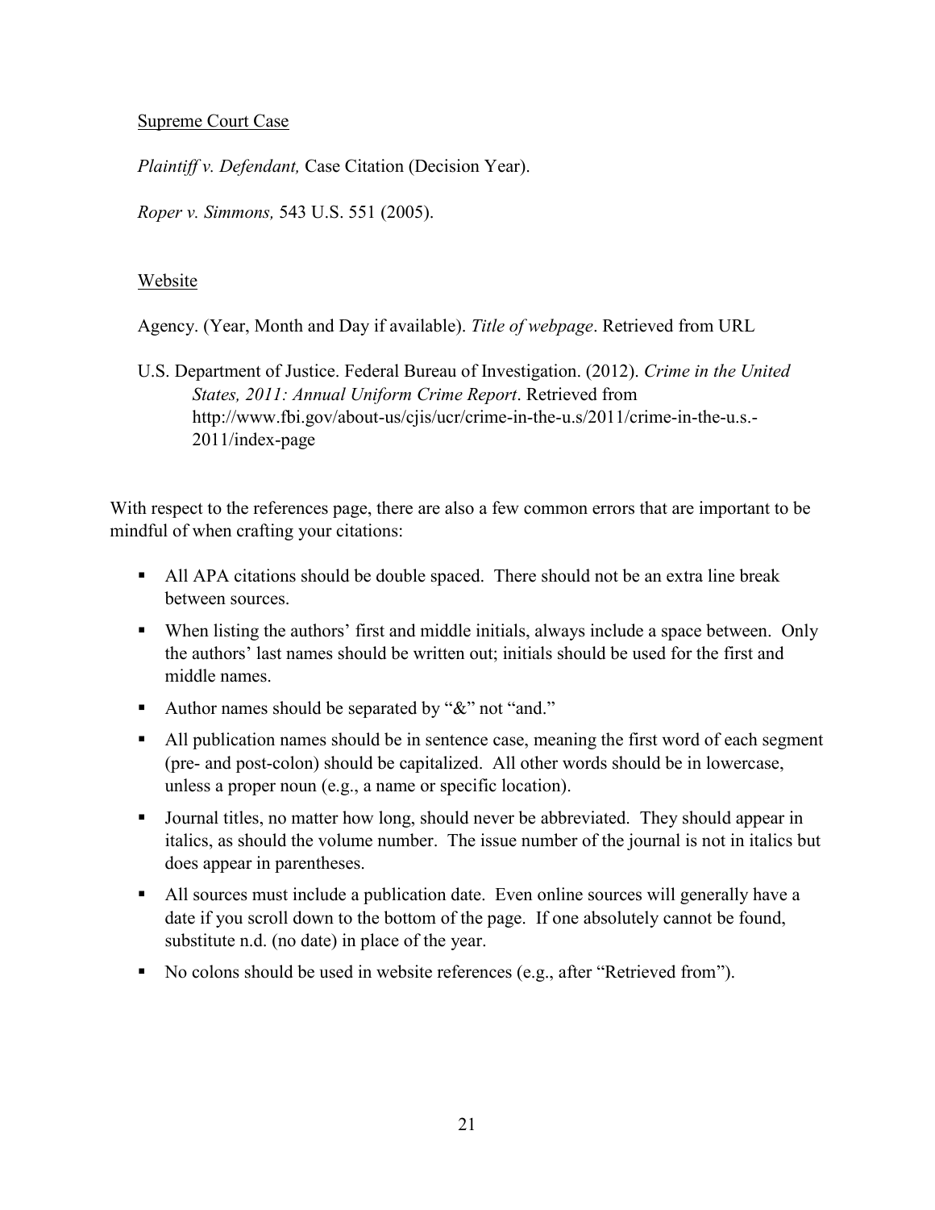Supreme Court Case

*Plaintiff v. Defendant,* Case Citation (Decision Year).

*Roper v. Simmons,* 543 U.S. 551 (2005).

Website

Agency. (Year, Month and Day if available). *Title of webpage*. Retrieved from URL

U.S. Department of Justice. Federal Bureau of Investigation. (2012). *Crime in the United States, 2011: Annual Uniform Crime Report*. Retrieved from http://www.fbi.gov/about-us/cjis/ucr/crime-in-the-u.s/2011/crime-in-the-u.s.-2011/index-page

With respect to the references page, there are also a few common errors that are important to be mindful of when crafting your citations:

- All APA citations should be double spaced. There should not be an extra line break between sources.
- When listing the authors' first and middle initials, always include a space between. Only the authors' last names should be written out; initials should be used for the first and middle names.
- Author names should be separated by "&" not "and."
- All publication names should be in sentence case, meaning the first word of each segment (pre- and post-colon) should be capitalized. All other words should be in lowercase, unless a proper noun (e.g., a name or specific location).
- Journal titles, no matter how long, should never be abbreviated. They should appear in italics, as should the volume number. The issue number of the journal is not in italics but does appear in parentheses.
- All sources must include a publication date. Even online sources will generally have a date if you scroll down to the bottom of the page. If one absolutely cannot be found, substitute n.d. (no date) in place of the year.
- No colons should be used in website references (e.g., after "Retrieved from").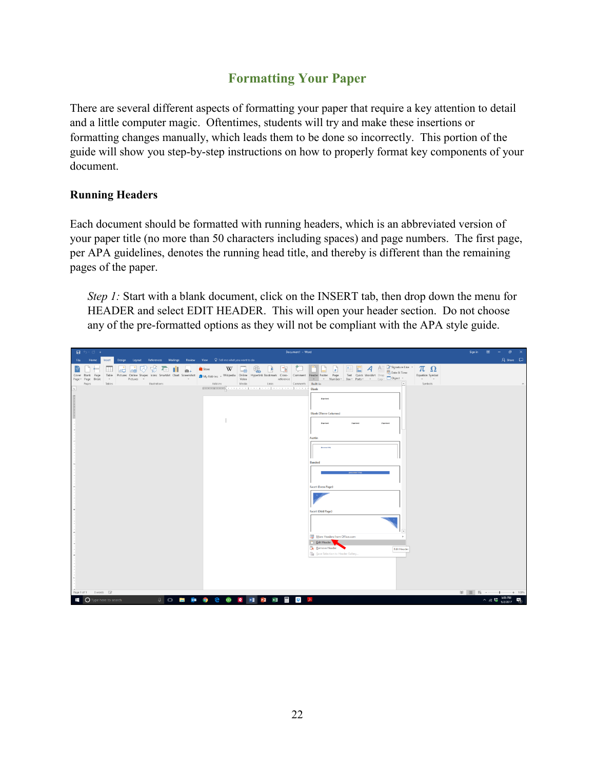## Formatting Your Paper

There are several different aspects of formatting your paper that require a key attention to detail and a little computer magic.  Oftentimes, students will try and make these insertions or formatting changes manually, which leads them to be done so incorrectly.  This portion of the guide will show you step-by-step instructions on how to properly format key components of your document.

### Running Headers

Each document should be formatted with running headers, which is an abbreviated version of your paper title (no more than 50 characters including spaces) and page numbers.  The first page, per APA guidelines, denotes the running head title, and thereby is different than the remaining pages of the paper.

*Step 1:* Start with a blank document, click on the INSERT tab, then drop down the menu for HEADER and select EDIT HEADER.  This will open your header section.  Do not choose any of the pre-formatted options as they will not be compliant with the APA style guide.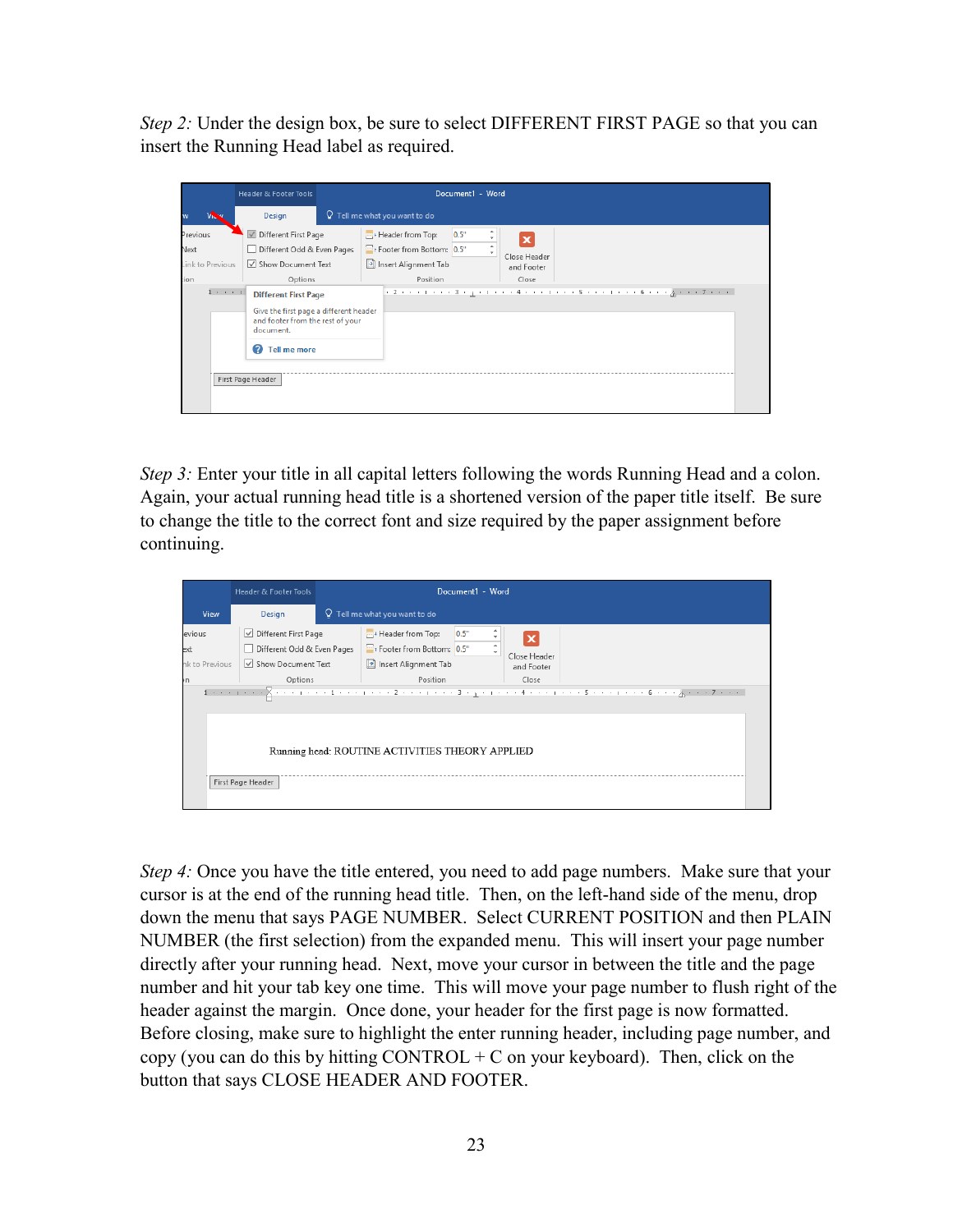*Step 2:* Under the design box, be sure to select DIFFERENT FIRST PAGE so that you can insert the Running Head label as required.

*Step 3:* Enter your title in all capital letters following the words Running Head and a colon. Again, your actual running head title is a shortened version of the paper title itself. Be sure to change the title to the correct font and size required by the paper assignment before continuing.

*Step 4:* Once you have the title entered, you need to add page numbers. Make sure that your cursor is at the end of the running head title. Then, on the left-hand side of the menu, drop down the menu that says PAGE NUMBER. Select CURRENT POSITION and then PLAIN NUMBER (the first selection) from the expanded menu. This will insert your page number directly after your running head. Next, move your cursor in between the title and the page number and hit your tab key one time. This will move your page number to flush right of the header against the margin. Once done, your header for the first page is now formatted. Before closing, make sure to highlight the enter running header, including page number, and copy (you can do this by hitting CONTROL + C on your keyboard). Then, click on the button that says CLOSE HEADER AND FOOTER.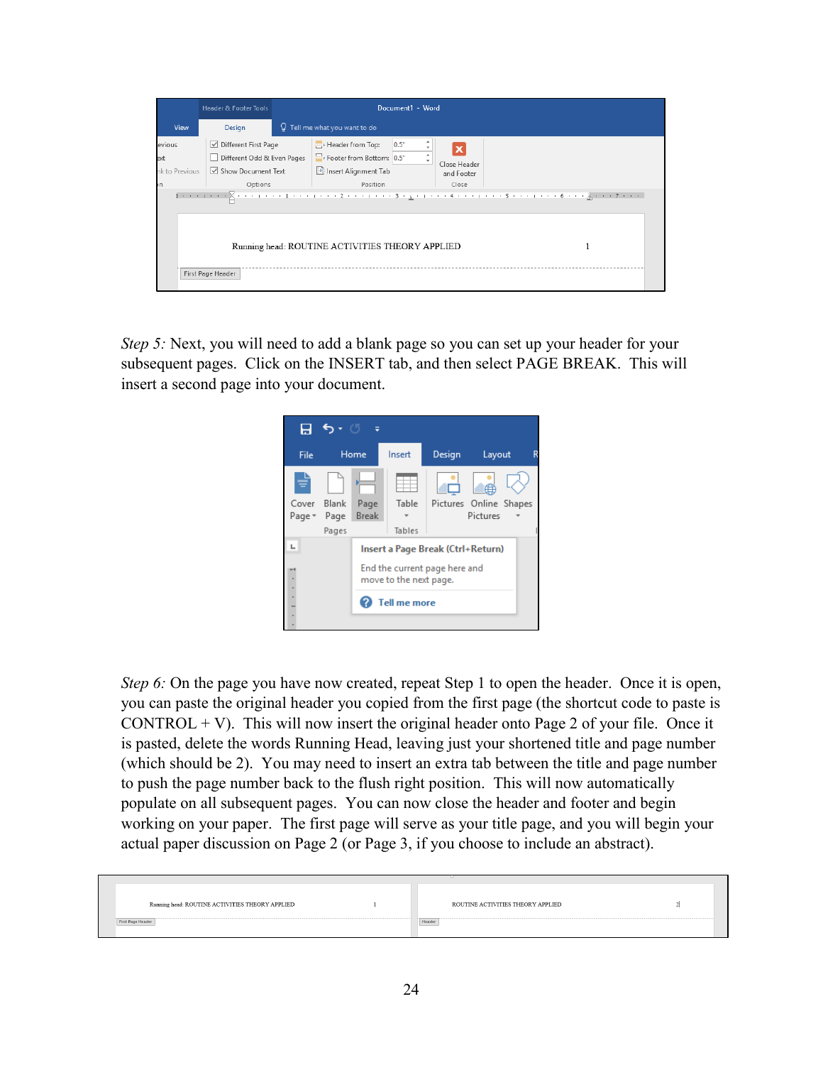*Step 5:* Next, you will need to add a blank page so you can set up your header for your subsequent pages. Click on the INSERT tab, and then select PAGE BREAK. This will insert a second page into your document.

*Step 6:* On the page you have now created, repeat Step 1 to open the header. Once it is open, you can paste the original header you copied from the first page (the shortcut code to paste is CONTROL + V). This will now insert the original header onto Page 2 of your file. Once it is pasted, delete the words Running Head, leaving just your shortened title and page number (which should be 2). You may need to insert an extra tab between the title and page number to push the page number back to the flush right position. This will now automatically populate on all subsequent pages. You can now close the header and footer and begin working on your paper. The first page will serve as your title page, and you will begin your actual paper discussion on Page 2 (or Page 3, if you choose to include an abstract).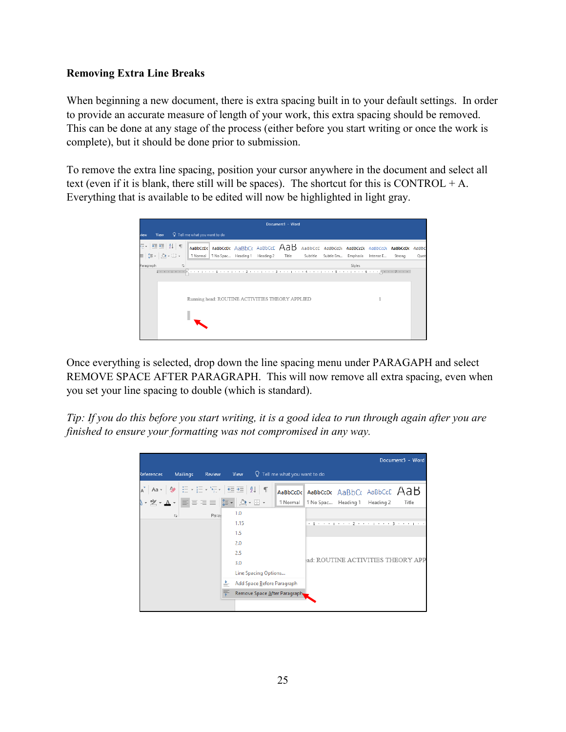**Removing Extra Line Breaks**

When beginning a new document, there is extra spacing built in to your default settings. In order to provide an accurate measure of length of your work, this extra spacing should be removed. This can be done at any stage of the process (either before you start writing or once the work is complete), but it should be done prior to submission.

To remove the extra line spacing, position your cursor anywhere in the document and select all text (even if it is blank, there still will be spaces). The shortcut for this is CONTROL + A. Everything that is available to be edited will now be highlighted in light gray.

Once everything is selected, drop down the line spacing menu under PARAGAPH and select REMOVE SPACE AFTER PARAGRAPH. This will now remove all extra spacing, even when you set your line spacing to double (which is standard).

*Tip: If you do this before you start writing, it is a good idea to run through again after you are finished to ensure your formatting was not compromised in any way.*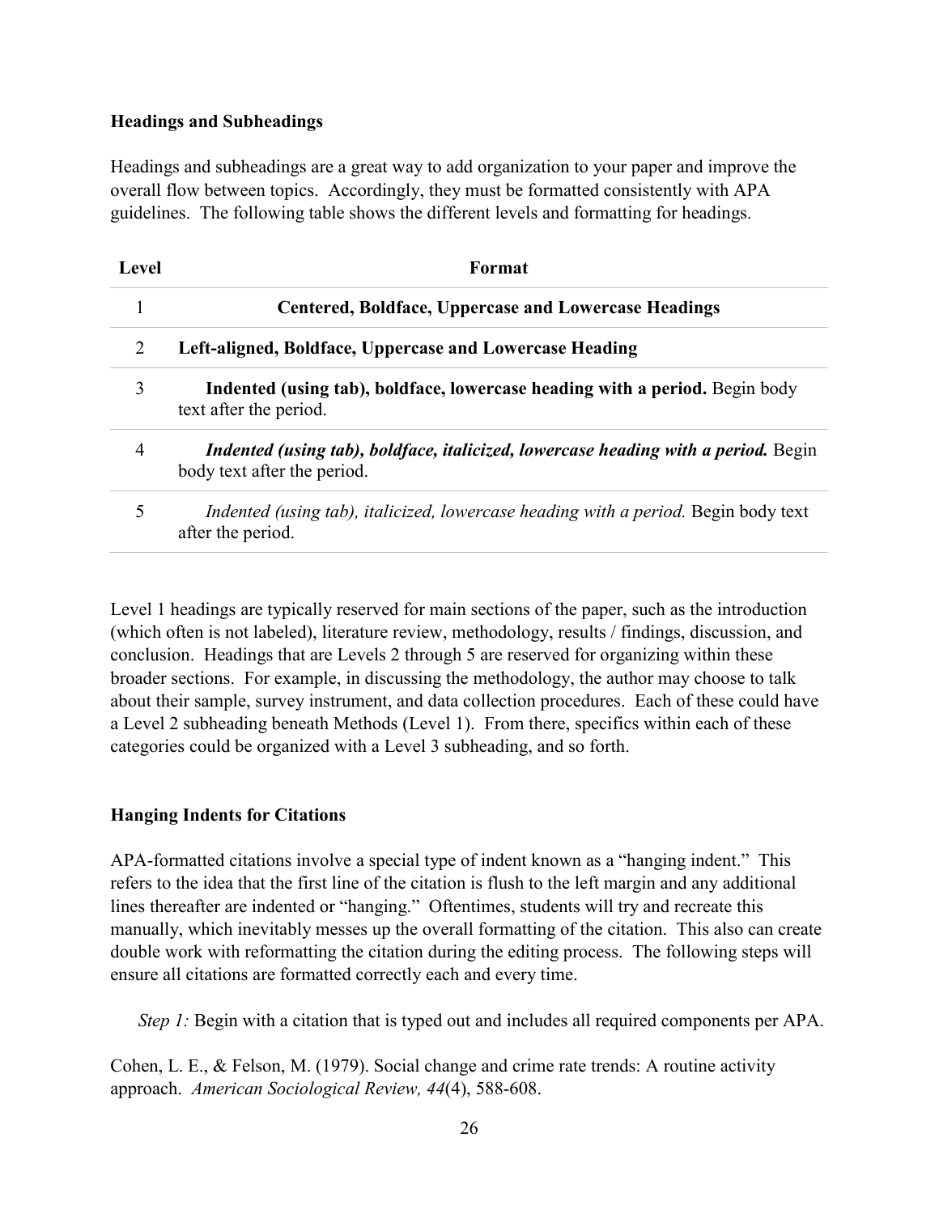**Headings and Subheadings**

Headings and subheadings are a great way to add organization to your paper and improve the overall flow between topics. Accordingly, they must be formatted consistently with APA guidelines. The following table shows the different levels and formatting for headings.

| Level | Format |
|---|---|
| 1 | **Centered, Boldface, Uppercase and Lowercase Headings** |
| 2 | **Left-aligned, Boldface, Uppercase and Lowercase Heading** |
| 3 | **Indented (using tab), boldface, lowercase heading with a period.** Begin body text after the period. |
| 4 | ***Indented (using tab), boldface, italicized, lowercase heading with a period.*** Begin body text after the period. |
| 5 | *Indented (using tab), italicized, lowercase heading with a period.* Begin body text after the period. |

Level 1 headings are typically reserved for main sections of the paper, such as the introduction (which often is not labeled), literature review, methodology, results / findings, discussion, and conclusion. Headings that are Levels 2 through 5 are reserved for organizing within these broader sections. For example, in discussing the methodology, the author may choose to talk about their sample, survey instrument, and data collection procedures. Each of these could have a Level 2 subheading beneath Methods (Level 1). From there, specifics within each of these categories could be organized with a Level 3 subheading, and so forth.

**Hanging Indents for Citations**

APA-formatted citations involve a special type of indent known as a "hanging indent." This refers to the idea that the first line of the citation is flush to the left margin and any additional lines thereafter are indented or "hanging." Oftentimes, students will try and recreate this manually, which inevitably messes up the overall formatting of the citation. This also can create double work with reformatting the citation during the editing process. The following steps will ensure all citations are formatted correctly each and every time.

*Step 1:* Begin with a citation that is typed out and includes all required components per APA.

Cohen, L. E., & Felson, M. (1979). Social change and crime rate trends: A routine activity approach. *American Sociological Review, 44*(4), 588-608.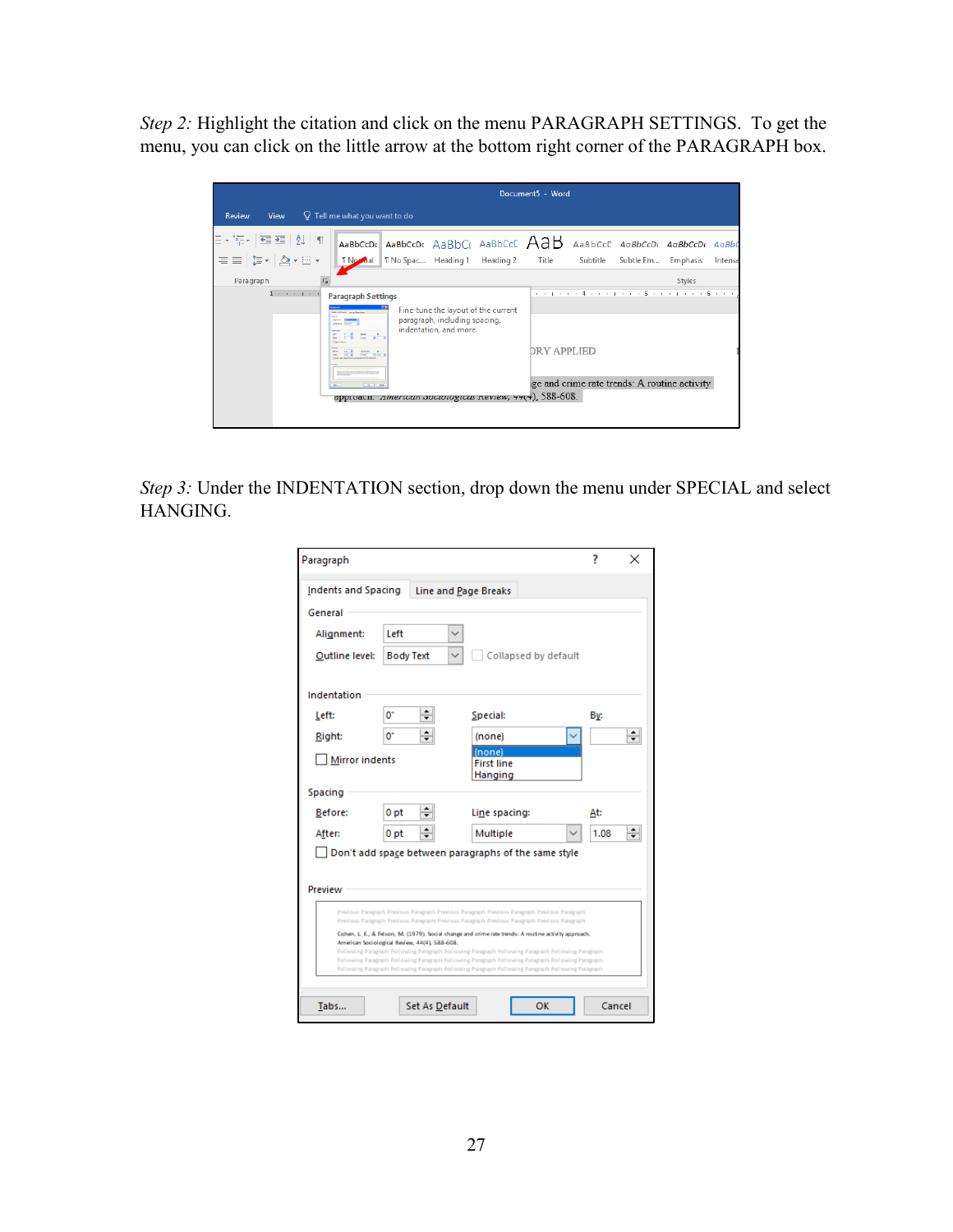*Step 2:* Highlight the citation and click on the menu PARAGRAPH SETTINGS. To get the menu, you can click on the little arrow at the bottom right corner of the PARAGRAPH box.

*Step 3:* Under the INDENTATION section, drop down the menu under SPECIAL and select HANGING.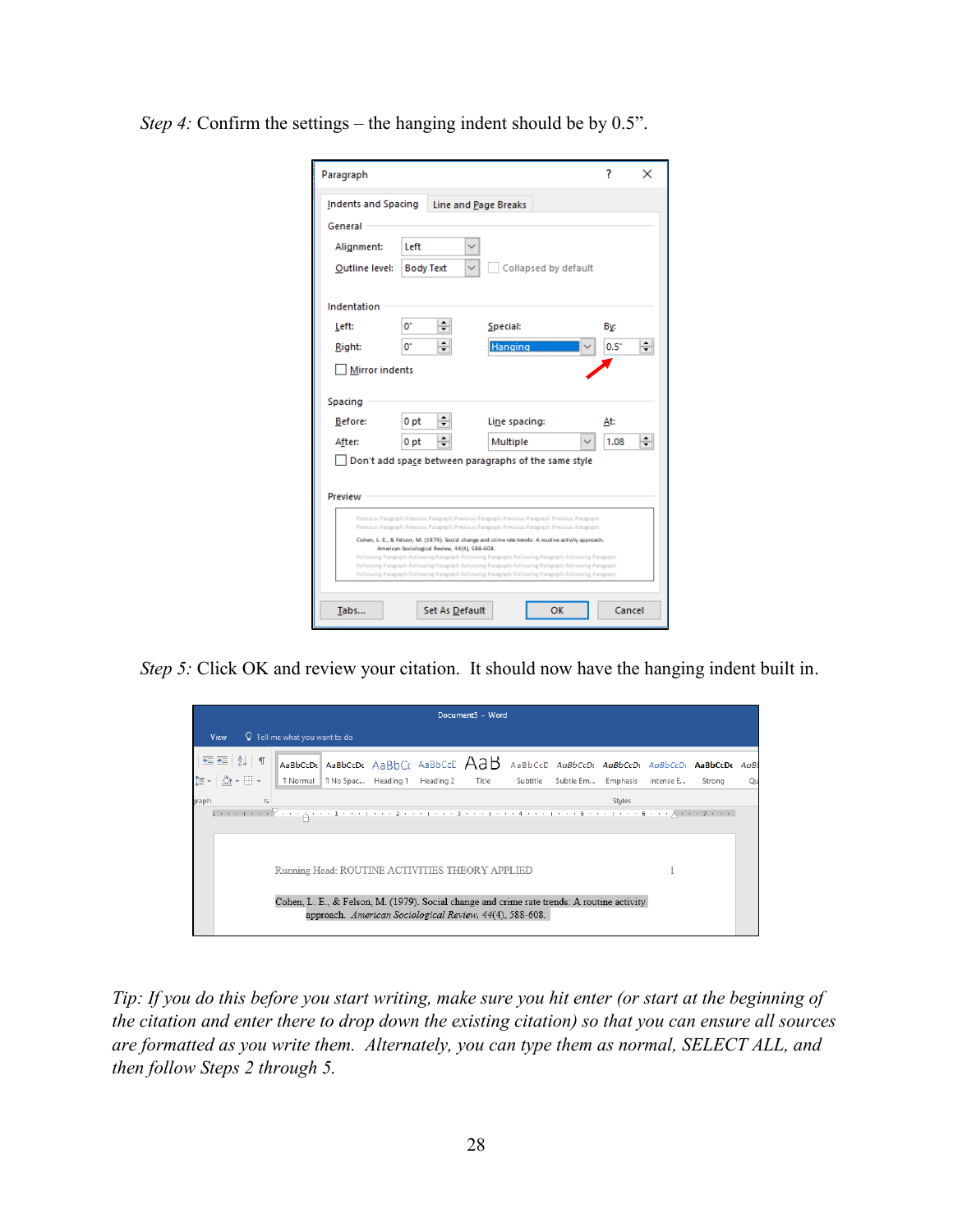*Step 4:* Confirm the settings – the hanging indent should be by 0.5".

*Step 5:* Click OK and review your citation. It should now have the hanging indent built in.

*Tip: If you do this before you start writing, make sure you hit enter (or start at the beginning of the citation and enter there to drop down the existing citation) so that you can ensure all sources are formatted as you write them. Alternately, you can type them as normal, SELECT ALL, and then follow Steps 2 through 5.*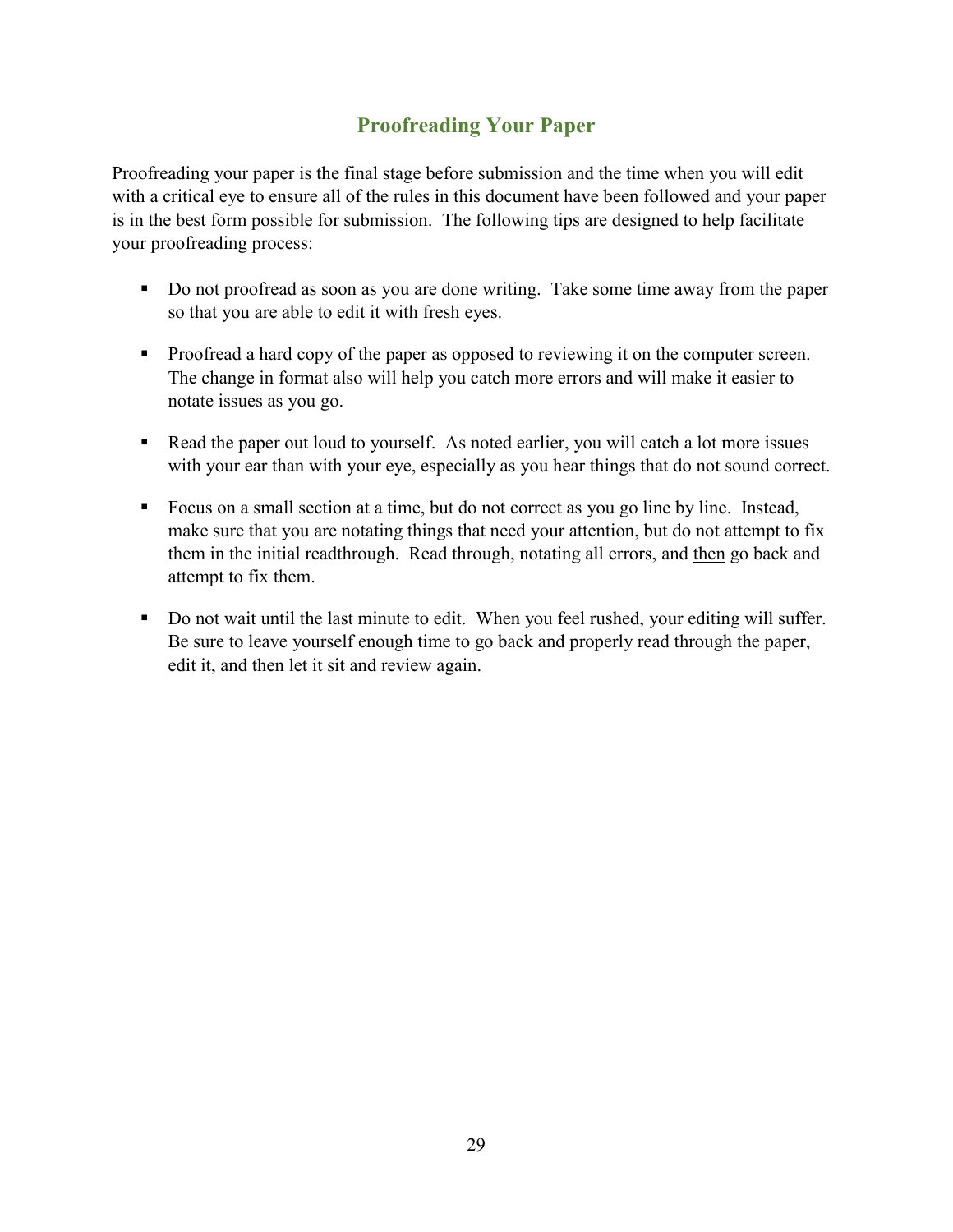## Proofreading Your Paper

Proofreading your paper is the final stage before submission and the time when you will edit with a critical eye to ensure all of the rules in this document have been followed and your paper is in the best form possible for submission. The following tips are designed to help facilitate your proofreading process:

- Do not proofread as soon as you are done writing. Take some time away from the paper so that you are able to edit it with fresh eyes.

- Proofread a hard copy of the paper as opposed to reviewing it on the computer screen. The change in format also will help you catch more errors and will make it easier to notate issues as you go.

- Read the paper out loud to yourself. As noted earlier, you will catch a lot more issues with your ear than with your eye, especially as you hear things that do not sound correct.

- Focus on a small section at a time, but do not correct as you go line by line. Instead, make sure that you are notating things that need your attention, but do not attempt to fix them in the initial readthrough. Read through, notating all errors, and <u>then</u> go back and attempt to fix them.

- Do not wait until the last minute to edit. When you feel rushed, your editing will suffer. Be sure to leave yourself enough time to go back and properly read through the paper, edit it, and then let it sit and review again.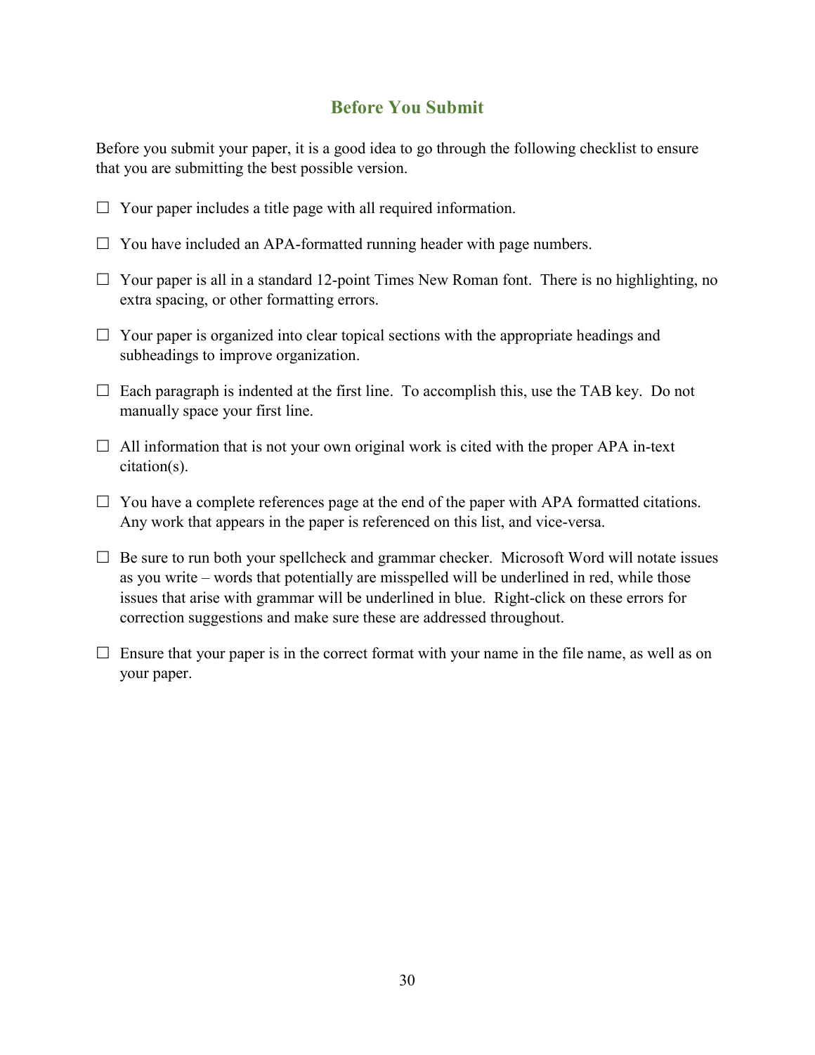## Before You Submit

Before you submit your paper, it is a good idea to go through the following checklist to ensure that you are submitting the best possible version.

☐ Your paper includes a title page with all required information.

☐ You have included an APA-formatted running header with page numbers.

☐ Your paper is all in a standard 12-point Times New Roman font. There is no highlighting, no extra spacing, or other formatting errors.

☐ Your paper is organized into clear topical sections with the appropriate headings and subheadings to improve organization.

☐ Each paragraph is indented at the first line. To accomplish this, use the TAB key. Do not manually space your first line.

☐ All information that is not your own original work is cited with the proper APA in-text citation(s).

☐ You have a complete references page at the end of the paper with APA formatted citations. Any work that appears in the paper is referenced on this list, and vice-versa.

☐ Be sure to run both your spellcheck and grammar checker. Microsoft Word will notate issues as you write – words that potentially are misspelled will be underlined in red, while those issues that arise with grammar will be underlined in blue. Right-click on these errors for correction suggestions and make sure these are addressed throughout.

☐ Ensure that your paper is in the correct format with your name in the file name, as well as on your paper.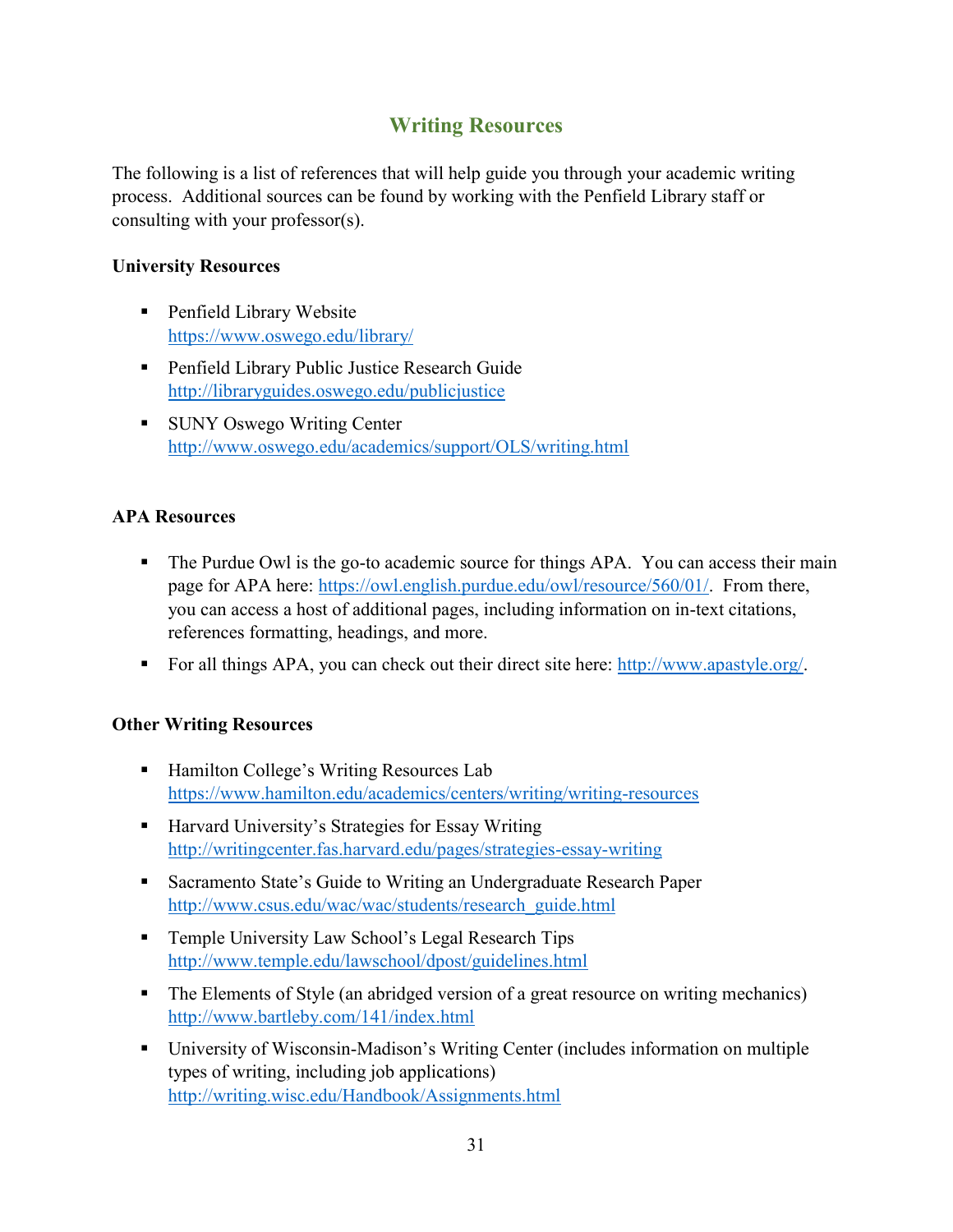## Writing Resources

The following is a list of references that will help guide you through your academic writing process. Additional sources can be found by working with the Penfield Library staff or consulting with your professor(s).

**University Resources**

- Penfield Library Website
  https://www.oswego.edu/library/
- Penfield Library Public Justice Research Guide
  http://libraryguides.oswego.edu/publicjustice
- SUNY Oswego Writing Center
  http://www.oswego.edu/academics/support/OLS/writing.html

**APA Resources**

- The Purdue Owl is the go-to academic source for things APA. You can access their main page for APA here: https://owl.english.purdue.edu/owl/resource/560/01/. From there, you can access a host of additional pages, including information on in-text citations, references formatting, headings, and more.
- For all things APA, you can check out their direct site here: http://www.apastyle.org/.

**Other Writing Resources**

- Hamilton College's Writing Resources Lab
  https://www.hamilton.edu/academics/centers/writing/writing-resources
- Harvard University's Strategies for Essay Writing
  http://writingcenter.fas.harvard.edu/pages/strategies-essay-writing
- Sacramento State's Guide to Writing an Undergraduate Research Paper
  http://www.csus.edu/wac/wac/students/research_guide.html
- Temple University Law School's Legal Research Tips
  http://www.temple.edu/lawschool/dpost/guidelines.html
- The Elements of Style (an abridged version of a great resource on writing mechanics)
  http://www.bartleby.com/141/index.html
- University of Wisconsin-Madison's Writing Center (includes information on multiple types of writing, including job applications)
  http://writing.wisc.edu/Handbook/Assignments.html